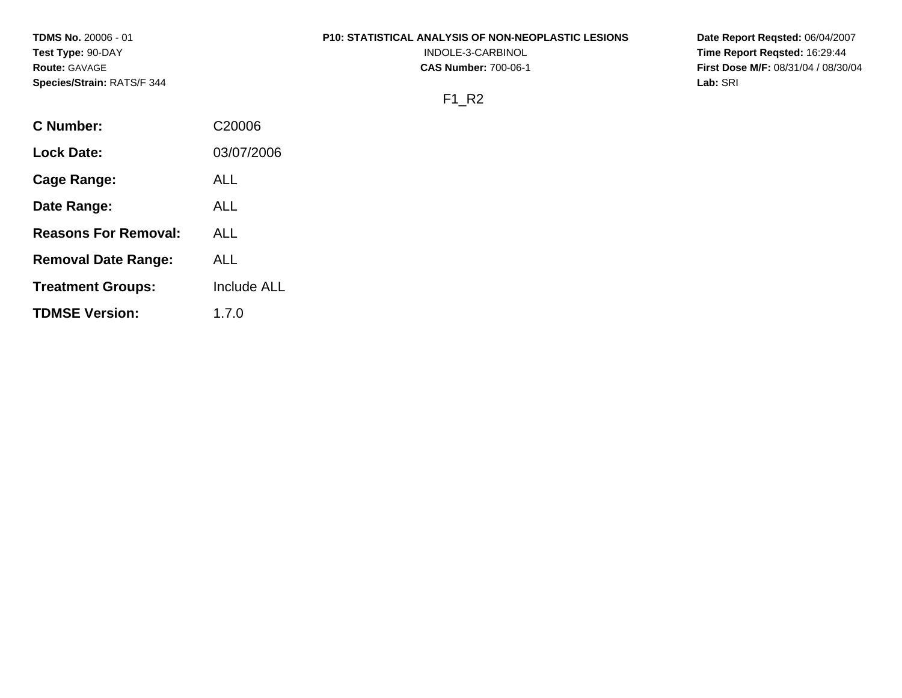**TDMS No.** 20006 - 01
**Test Type:** 90-DAY
**Route:** GAVAGE
**Species/Strain:** RATS/F 344

**P10: STATISTICAL ANALYSIS OF NON-NEOPLASTIC LESIONS**
INDOLE-3-CARBINOL
**CAS Number:** 700-06-1

**Date Report Reqsted:** 06/04/2007
**Time Report Reqsted:** 16:29:44
**First Dose M/F:** 08/31/04 / 08/30/04
**Lab:** SRI

F1_R2

| | |
|---|---|
| **C Number:** | C20006 |
| **Lock Date:** | 03/07/2006 |
| **Cage Range:** | ALL |
| **Date Range:** | ALL |
| **Reasons For Removal:** | ALL |
| **Removal Date Range:** | ALL |
| **Treatment Groups:** | Include ALL |
| **TDMSE Version:** | 1.7.0 |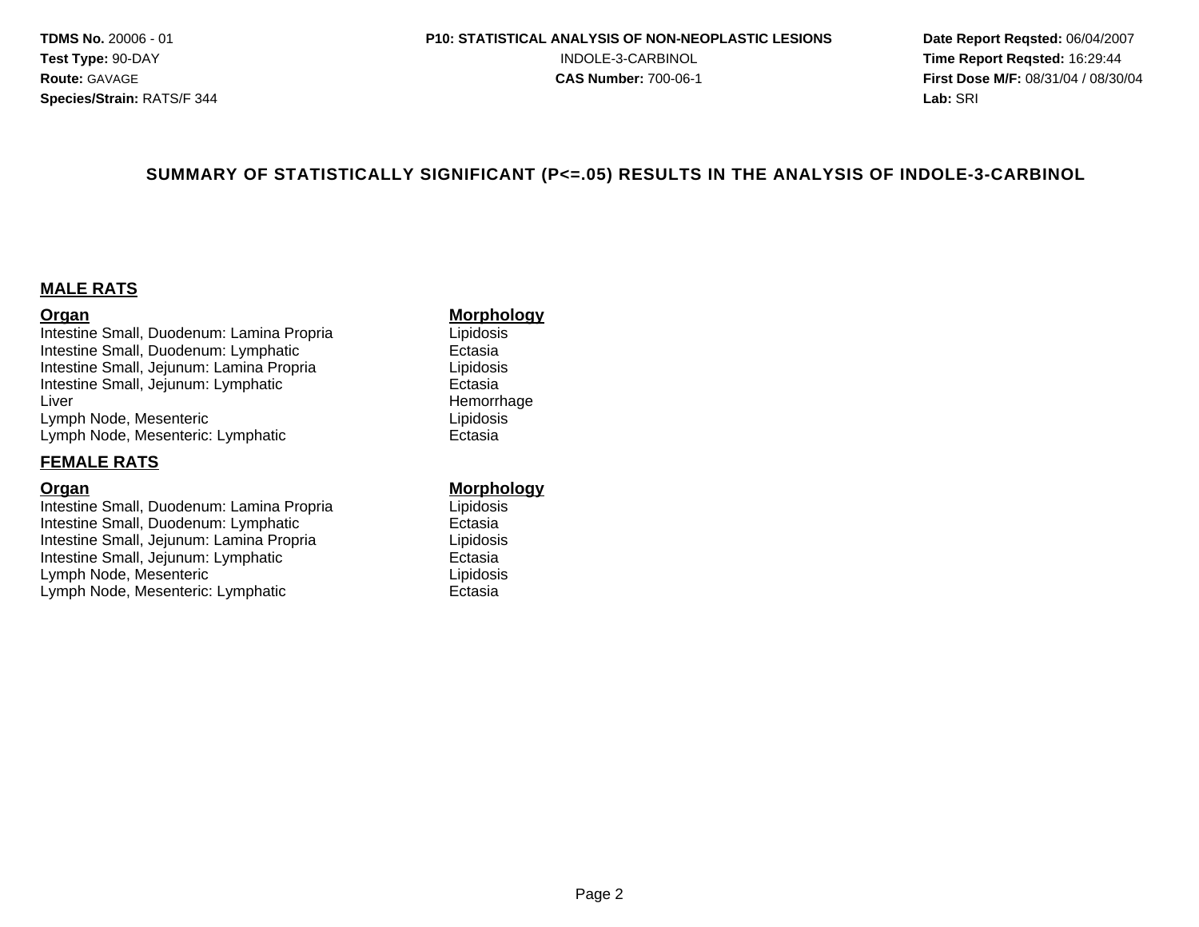## SUMMARY OF STATISTICALLY SIGNIFICANT (P<=.05) RESULTS IN THE ANALYSIS OF INDOLE-3-CARBINOL

### MALE RATS

| Organ | Morphology |
|---|---|
| Intestine Small, Duodenum: Lamina Propria | Lipidosis |
| Intestine Small, Duodenum: Lymphatic | Ectasia |
| Intestine Small, Jejunum: Lamina Propria | Lipidosis |
| Intestine Small, Jejunum: Lymphatic | Ectasia |
| Liver | Hemorrhage |
| Lymph Node, Mesenteric | Lipidosis |
| Lymph Node, Mesenteric: Lymphatic | Ectasia |

### FEMALE RATS

| Organ | Morphology |
|---|---|
| Intestine Small, Duodenum: Lamina Propria | Lipidosis |
| Intestine Small, Duodenum: Lymphatic | Ectasia |
| Intestine Small, Jejunum: Lamina Propria | Lipidosis |
| Intestine Small, Jejunum: Lymphatic | Ectasia |
| Lymph Node, Mesenteric | Lipidosis |
| Lymph Node, Mesenteric: Lymphatic | Ectasia |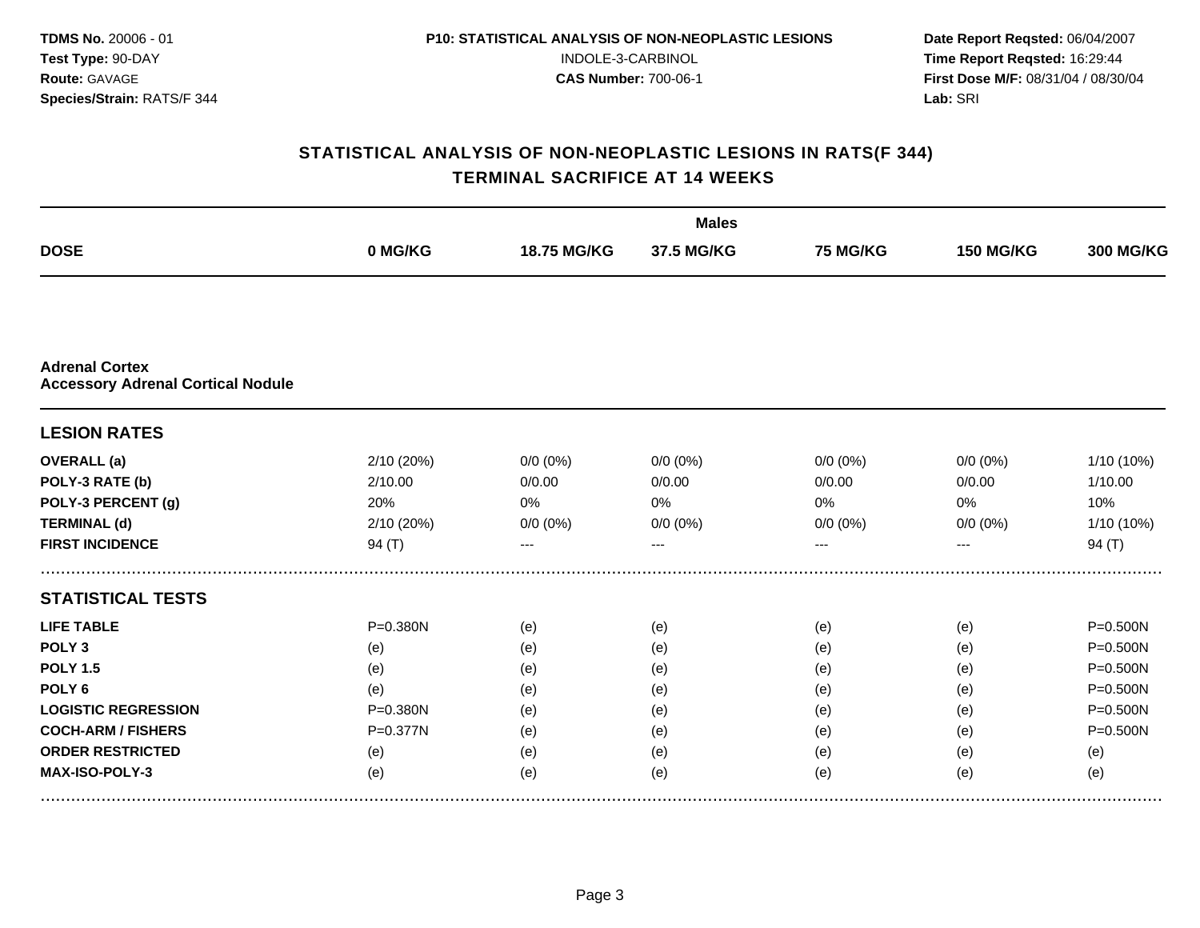**TDMS No.** 20006 - 01
**Test Type:** 90-DAY
**Route:** GAVAGE
**Species/Strain:** RATS/F 344

**P10: STATISTICAL ANALYSIS OF NON-NEOPLASTIC LESIONS**
INDOLE-3-CARBINOL
**CAS Number:** 700-06-1

**Date Report Reqsted:** 06/04/2007
**Time Report Reqsted:** 16:29:44
**First Dose M/F:** 08/31/04 / 08/30/04
**Lab:** SRI

## STATISTICAL ANALYSIS OF NON-NEOPLASTIC LESIONS IN RATS(F 344)
## TERMINAL SACRIFICE AT 14 WEEKS

| | Males | | | | | |
|---|---|---|---|---|---|---|
| **DOSE** | **0 MG/KG** | **18.75 MG/KG** | **37.5 MG/KG** | **75 MG/KG** | **150 MG/KG** | **300 MG/KG** |
| **Adrenal Cortex** | | | | | | |
| **Accessory Adrenal Cortical Nodule** | | | | | | |
| **LESION RATES** | | | | | | |
| **OVERALL (a)** | 2/10 (20%) | 0/0 (0%) | 0/0 (0%) | 0/0 (0%) | 0/0 (0%) | 1/10 (10%) |
| **POLY-3 RATE (b)** | 2/10.00 | 0/0.00 | 0/0.00 | 0/0.00 | 0/0.00 | 1/10.00 |
| **POLY-3 PERCENT (g)** | 20% | 0% | 0% | 0% | 0% | 10% |
| **TERMINAL (d)** | 2/10 (20%) | 0/0 (0%) | 0/0 (0%) | 0/0 (0%) | 0/0 (0%) | 1/10 (10%) |
| **FIRST INCIDENCE** | 94 (T) | --- | --- | --- | --- | 94 (T) |
| **STATISTICAL TESTS** | | | | | | |
| **LIFE TABLE** | P=0.380N | (e) | (e) | (e) | (e) | P=0.500N |
| **POLY 3** | (e) | (e) | (e) | (e) | (e) | P=0.500N |
| **POLY 1.5** | (e) | (e) | (e) | (e) | (e) | P=0.500N |
| **POLY 6** | (e) | (e) | (e) | (e) | (e) | P=0.500N |
| **LOGISTIC REGRESSION** | P=0.380N | (e) | (e) | (e) | (e) | P=0.500N |
| **COCH-ARM / FISHERS** | P=0.377N | (e) | (e) | (e) | (e) | P=0.500N |
| **ORDER RESTRICTED** | (e) | (e) | (e) | (e) | (e) | (e) |
| **MAX-ISO-POLY-3** | (e) | (e) | (e) | (e) | (e) | (e) |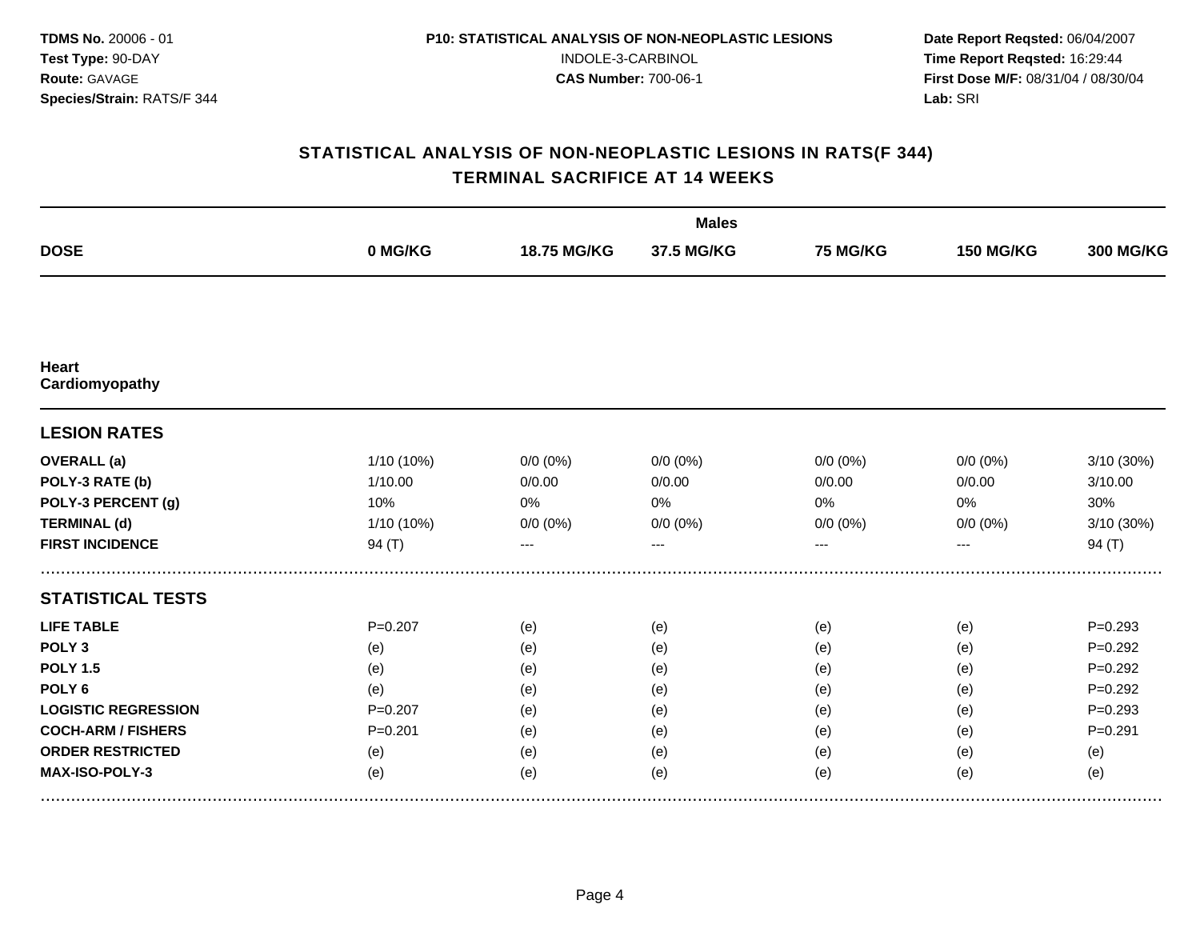**TDMS No.** 20006 - 01
**Test Type:** 90-DAY
**Route:** GAVAGE
**Species/Strain:** RATS/F 344

**P10: STATISTICAL ANALYSIS OF NON-NEOPLASTIC LESIONS**
INDOLE-3-CARBINOL
**CAS Number:** 700-06-1

**Date Report Reqsted:** 06/04/2007
**Time Report Reqsted:** 16:29:44
**First Dose M/F:** 08/31/04 / 08/30/04
**Lab:** SRI

## STATISTICAL ANALYSIS OF NON-NEOPLASTIC LESIONS IN RATS(F 344)
## TERMINAL SACRIFICE AT 14 WEEKS

| | Males | | | | | |
|---|---|---|---|---|---|---|
| **DOSE** | **0 MG/KG** | **18.75 MG/KG** | **37.5 MG/KG** | **75 MG/KG** | **150 MG/KG** | **300 MG/KG** |
| **Heart** | | | | | | |
| **Cardiomyopathy** | | | | | | |
| **LESION RATES** | | | | | | |
| **OVERALL (a)** | 1/10 (10%) | 0/0 (0%) | 0/0 (0%) | 0/0 (0%) | 0/0 (0%) | 3/10 (30%) |
| **POLY-3 RATE (b)** | 1/10.00 | 0/0.00 | 0/0.00 | 0/0.00 | 0/0.00 | 3/10.00 |
| **POLY-3 PERCENT (g)** | 10% | 0% | 0% | 0% | 0% | 30% |
| **TERMINAL (d)** | 1/10 (10%) | 0/0 (0%) | 0/0 (0%) | 0/0 (0%) | 0/0 (0%) | 3/10 (30%) |
| **FIRST INCIDENCE** | 94 (T) | --- | --- | --- | --- | 94 (T) |
| **STATISTICAL TESTS** | | | | | | |
| **LIFE TABLE** | P=0.207 | (e) | (e) | (e) | (e) | P=0.293 |
| **POLY 3** | (e) | (e) | (e) | (e) | (e) | P=0.292 |
| **POLY 1.5** | (e) | (e) | (e) | (e) | (e) | P=0.292 |
| **POLY 6** | (e) | (e) | (e) | (e) | (e) | P=0.292 |
| **LOGISTIC REGRESSION** | P=0.207 | (e) | (e) | (e) | (e) | P=0.293 |
| **COCH-ARM / FISHERS** | P=0.201 | (e) | (e) | (e) | (e) | P=0.291 |
| **ORDER RESTRICTED** | (e) | (e) | (e) | (e) | (e) | (e) |
| **MAX-ISO-POLY-3** | (e) | (e) | (e) | (e) | (e) | (e) |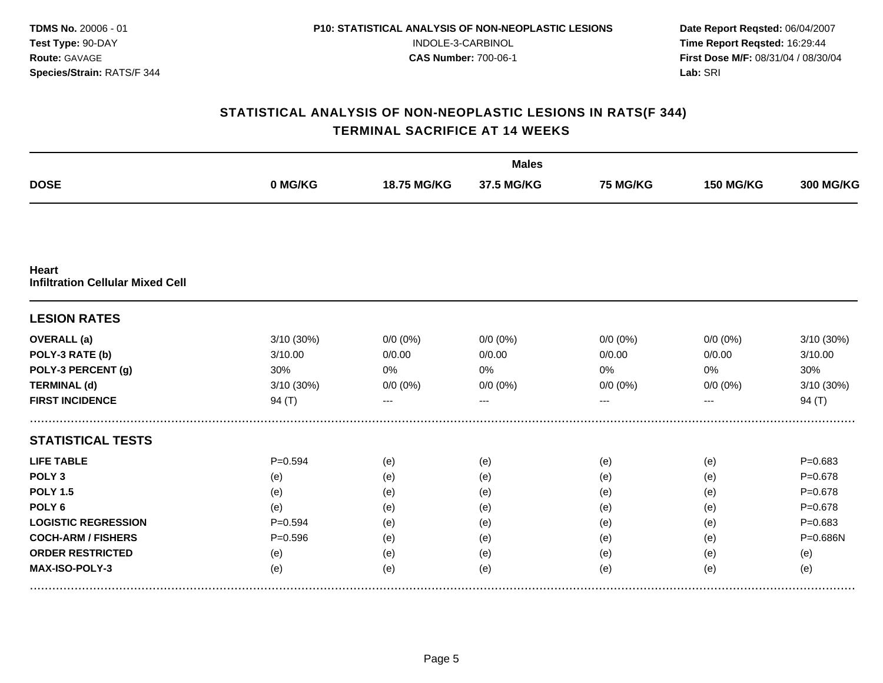**TDMS No.** 20006 - 01
**Test Type:** 90-DAY
**Route:** GAVAGE
**Species/Strain:** RATS/F 344

**P10: STATISTICAL ANALYSIS OF NON-NEOPLASTIC LESIONS**
INDOLE-3-CARBINOL
**CAS Number:** 700-06-1

**Date Report Reqsted:** 06/04/2007
**Time Report Reqsted:** 16:29:44
**First Dose M/F:** 08/31/04 / 08/30/04
**Lab:** SRI

## STATISTICAL ANALYSIS OF NON-NEOPLASTIC LESIONS IN RATS(F 344)
## TERMINAL SACRIFICE AT 14 WEEKS

| | Males | | | | | |
|---|---|---|---|---|---|---|
| **DOSE** | **0 MG/KG** | **18.75 MG/KG** | **37.5 MG/KG** | **75 MG/KG** | **150 MG/KG** | **300 MG/KG** |
| **Heart** | | | | | | |
| **Infiltration Cellular Mixed Cell** | | | | | | |
| **LESION RATES** | | | | | | |
| **OVERALL (a)** | 3/10 (30%) | 0/0 (0%) | 0/0 (0%) | 0/0 (0%) | 0/0 (0%) | 3/10 (30%) |
| **POLY-3 RATE (b)** | 3/10.00 | 0/0.00 | 0/0.00 | 0/0.00 | 0/0.00 | 3/10.00 |
| **POLY-3 PERCENT (g)** | 30% | 0% | 0% | 0% | 0% | 30% |
| **TERMINAL (d)** | 3/10 (30%) | 0/0 (0%) | 0/0 (0%) | 0/0 (0%) | 0/0 (0%) | 3/10 (30%) |
| **FIRST INCIDENCE** | 94 (T) | --- | --- | --- | --- | 94 (T) |
| **STATISTICAL TESTS** | | | | | | |
| **LIFE TABLE** | P=0.594 | (e) | (e) | (e) | (e) | P=0.683 |
| **POLY 3** | (e) | (e) | (e) | (e) | (e) | P=0.678 |
| **POLY 1.5** | (e) | (e) | (e) | (e) | (e) | P=0.678 |
| **POLY 6** | (e) | (e) | (e) | (e) | (e) | P=0.678 |
| **LOGISTIC REGRESSION** | P=0.594 | (e) | (e) | (e) | (e) | P=0.683 |
| **COCH-ARM / FISHERS** | P=0.596 | (e) | (e) | (e) | (e) | P=0.686N |
| **ORDER RESTRICTED** | (e) | (e) | (e) | (e) | (e) | (e) |
| **MAX-ISO-POLY-3** | (e) | (e) | (e) | (e) | (e) | (e) |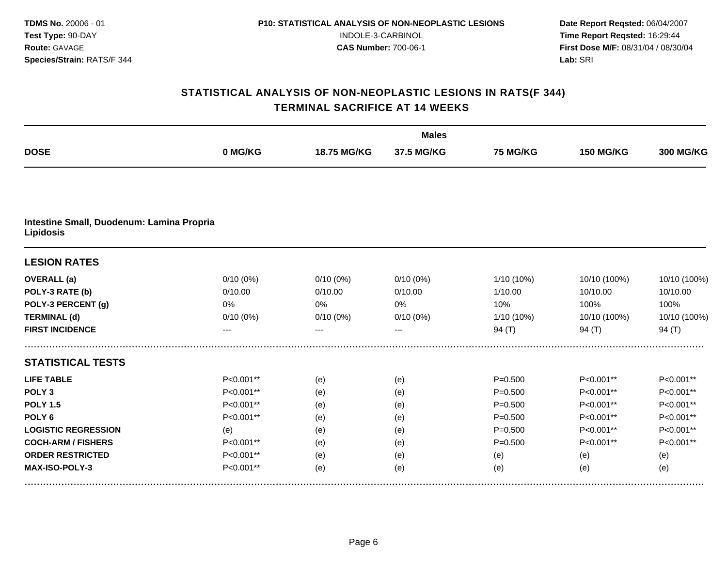# STATISTICAL ANALYSIS OF NON-NEOPLASTIC LESIONS IN RATS(F 344)
## TERMINAL SACRIFICE AT 14 WEEKS

| | Males | | | | | |
|---|---|---|---|---|---|---|
| **DOSE** | **0 MG/KG** | **18.75 MG/KG** | **37.5 MG/KG** | **75 MG/KG** | **150 MG/KG** | **300 MG/KG** |
| **Intestine Small, Duodenum: Lamina Propria Lipidosis** | | | | | | |
| **LESION RATES** | | | | | | |
| **OVERALL (a)** | 0/10 (0%) | 0/10 (0%) | 0/10 (0%) | 1/10 (10%) | 10/10 (100%) | 10/10 (100%) |
| **POLY-3 RATE (b)** | 0/10.00 | 0/10.00 | 0/10.00 | 1/10.00 | 10/10.00 | 10/10.00 |
| **POLY-3 PERCENT (g)** | 0% | 0% | 0% | 10% | 100% | 100% |
| **TERMINAL (d)** | 0/10 (0%) | 0/10 (0%) | 0/10 (0%) | 1/10 (10%) | 10/10 (100%) | 10/10 (100%) |
| **FIRST INCIDENCE** | --- | --- | --- | 94 (T) | 94 (T) | 94 (T) |
| **STATISTICAL TESTS** | | | | | | |
| **LIFE TABLE** | P<0.001** | (e) | (e) | P=0.500 | P<0.001** | P<0.001** |
| **POLY 3** | P<0.001** | (e) | (e) | P=0.500 | P<0.001** | P<0.001** |
| **POLY 1.5** | P<0.001** | (e) | (e) | P=0.500 | P<0.001** | P<0.001** |
| **POLY 6** | P<0.001** | (e) | (e) | P=0.500 | P<0.001** | P<0.001** |
| **LOGISTIC REGRESSION** | (e) | (e) | (e) | P=0.500 | P<0.001** | P<0.001** |
| **COCH-ARM / FISHERS** | P<0.001** | (e) | (e) | P=0.500 | P<0.001** | P<0.001** |
| **ORDER RESTRICTED** | P<0.001** | (e) | (e) | (e) | (e) | (e) |
| **MAX-ISO-POLY-3** | P<0.001** | (e) | (e) | (e) | (e) | (e) |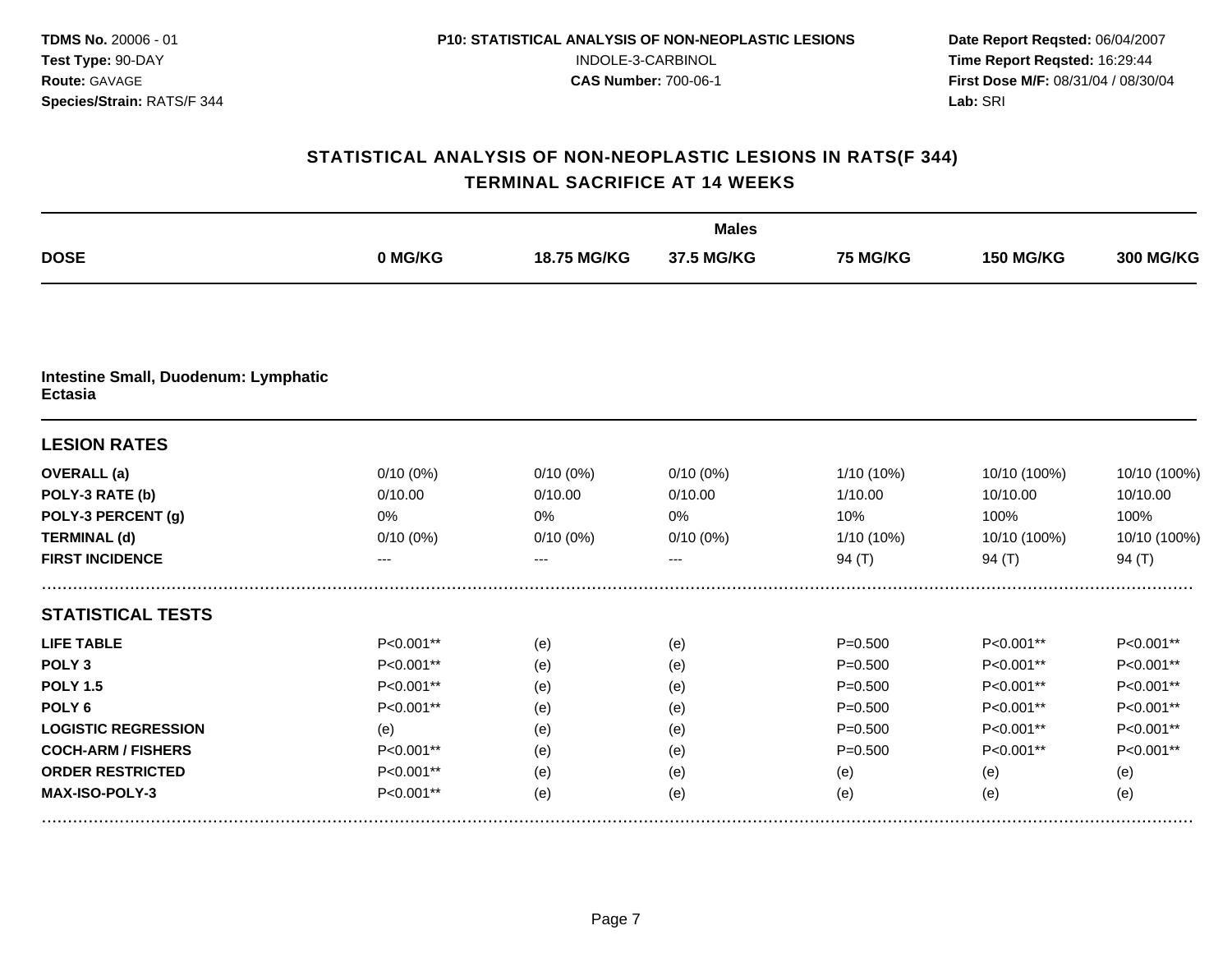**TDMS No.** 20006 - 01
**Test Type:** 90-DAY
**Route:** GAVAGE
**Species/Strain:** RATS/F 344

**P10: STATISTICAL ANALYSIS OF NON-NEOPLASTIC LESIONS**
INDOLE-3-CARBINOL
**CAS Number:** 700-06-1

**Date Report Reqsted:** 06/04/2007
**Time Report Reqsted:** 16:29:44
**First Dose M/F:** 08/31/04 / 08/30/04
**Lab:** SRI

## STATISTICAL ANALYSIS OF NON-NEOPLASTIC LESIONS IN RATS(F 344)
## TERMINAL SACRIFICE AT 14 WEEKS

| | Males | | | | | |
|---|---|---|---|---|---|---|
| **DOSE** | **0 MG/KG** | **18.75 MG/KG** | **37.5 MG/KG** | **75 MG/KG** | **150 MG/KG** | **300 MG/KG** |
| **Intestine Small, Duodenum: Lymphatic Ectasia** | | | | | | |
| **LESION RATES** | | | | | | |
| **OVERALL (a)** | 0/10 (0%) | 0/10 (0%) | 0/10 (0%) | 1/10 (10%) | 10/10 (100%) | 10/10 (100%) |
| **POLY-3 RATE (b)** | 0/10.00 | 0/10.00 | 0/10.00 | 1/10.00 | 10/10.00 | 10/10.00 |
| **POLY-3 PERCENT (g)** | 0% | 0% | 0% | 10% | 100% | 100% |
| **TERMINAL (d)** | 0/10 (0%) | 0/10 (0%) | 0/10 (0%) | 1/10 (10%) | 10/10 (100%) | 10/10 (100%) |
| **FIRST INCIDENCE** | --- | --- | --- | 94 (T) | 94 (T) | 94 (T) |
| **STATISTICAL TESTS** | | | | | | |
| **LIFE TABLE** | P<0.001** | (e) | (e) | P=0.500 | P<0.001** | P<0.001** |
| **POLY 3** | P<0.001** | (e) | (e) | P=0.500 | P<0.001** | P<0.001** |
| **POLY 1.5** | P<0.001** | (e) | (e) | P=0.500 | P<0.001** | P<0.001** |
| **POLY 6** | P<0.001** | (e) | (e) | P=0.500 | P<0.001** | P<0.001** |
| **LOGISTIC REGRESSION** | (e) | (e) | (e) | P=0.500 | P<0.001** | P<0.001** |
| **COCH-ARM / FISHERS** | P<0.001** | (e) | (e) | P=0.500 | P<0.001** | P<0.001** |
| **ORDER RESTRICTED** | P<0.001** | (e) | (e) | (e) | (e) | (e) |
| **MAX-ISO-POLY-3** | P<0.001** | (e) | (e) | (e) | (e) | (e) |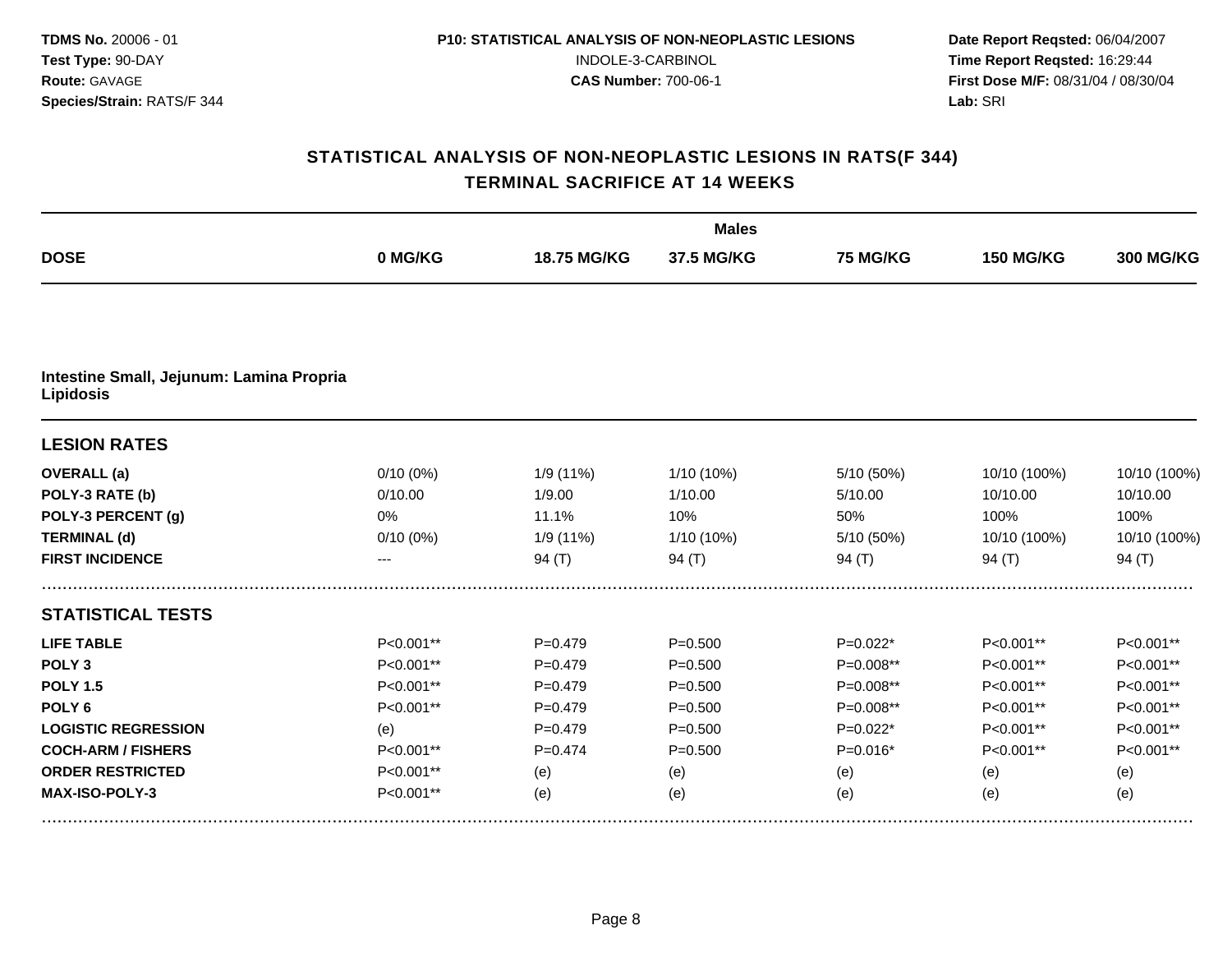**TDMS No.** 20006 - 01
**Test Type:** 90-DAY
**Route:** GAVAGE
**Species/Strain:** RATS/F 344

**P10: STATISTICAL ANALYSIS OF NON-NEOPLASTIC LESIONS**
INDOLE-3-CARBINOL
**CAS Number:** 700-06-1

**Date Report Reqsted:** 06/04/2007
**Time Report Reqsted:** 16:29:44
**First Dose M/F:** 08/31/04 / 08/30/04
**Lab:** SRI

## STATISTICAL ANALYSIS OF NON-NEOPLASTIC LESIONS IN RATS(F 344)
## TERMINAL SACRIFICE AT 14 WEEKS

| | Males | | | | | |
|---|---|---|---|---|---|---|
| **DOSE** | **0 MG/KG** | **18.75 MG/KG** | **37.5 MG/KG** | **75 MG/KG** | **150 MG/KG** | **300 MG/KG** |
| **Intestine Small, Jejunum: Lamina Propria Lipidosis** | | | | | | |
| **LESION RATES** | | | | | | |
| **OVERALL (a)** | 0/10 (0%) | 1/9 (11%) | 1/10 (10%) | 5/10 (50%) | 10/10 (100%) | 10/10 (100%) |
| **POLY-3 RATE (b)** | 0/10.00 | 1/9.00 | 1/10.00 | 5/10.00 | 10/10.00 | 10/10.00 |
| **POLY-3 PERCENT (g)** | 0% | 11.1% | 10% | 50% | 100% | 100% |
| **TERMINAL (d)** | 0/10 (0%) | 1/9 (11%) | 1/10 (10%) | 5/10 (50%) | 10/10 (100%) | 10/10 (100%) |
| **FIRST INCIDENCE** | --- | 94 (T) | 94 (T) | 94 (T) | 94 (T) | 94 (T) |
| **STATISTICAL TESTS** | | | | | | |
| **LIFE TABLE** | P<0.001** | P=0.479 | P=0.500 | P=0.022* | P<0.001** | P<0.001** |
| **POLY 3** | P<0.001** | P=0.479 | P=0.500 | P=0.008** | P<0.001** | P<0.001** |
| **POLY 1.5** | P<0.001** | P=0.479 | P=0.500 | P=0.008** | P<0.001** | P<0.001** |
| **POLY 6** | P<0.001** | P=0.479 | P=0.500 | P=0.008** | P<0.001** | P<0.001** |
| **LOGISTIC REGRESSION** | (e) | P=0.479 | P=0.500 | P=0.022* | P<0.001** | P<0.001** |
| **COCH-ARM / FISHERS** | P<0.001** | P=0.474 | P=0.500 | P=0.016* | P<0.001** | P<0.001** |
| **ORDER RESTRICTED** | P<0.001** | (e) | (e) | (e) | (e) | (e) |
| **MAX-ISO-POLY-3** | P<0.001** | (e) | (e) | (e) | (e) | (e) |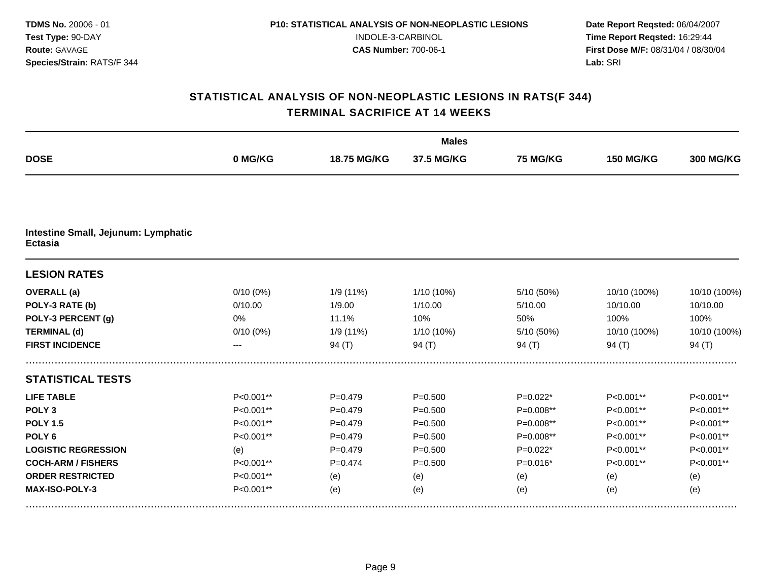**TDMS No.** 20006 - 01
**Test Type:** 90-DAY
**Route:** GAVAGE
**Species/Strain:** RATS/F 344

**P10: STATISTICAL ANALYSIS OF NON-NEOPLASTIC LESIONS**
INDOLE-3-CARBINOL
**CAS Number:** 700-06-1

**Date Report Reqsted:** 06/04/2007
**Time Report Reqsted:** 16:29:44
**First Dose M/F:** 08/31/04 / 08/30/04
**Lab:** SRI

## STATISTICAL ANALYSIS OF NON-NEOPLASTIC LESIONS IN RATS(F 344)
## TERMINAL SACRIFICE AT 14 WEEKS

| | Males | | | | | |
|---|---|---|---|---|---|---|
| **DOSE** | **0 MG/KG** | **18.75 MG/KG** | **37.5 MG/KG** | **75 MG/KG** | **150 MG/KG** | **300 MG/KG** |
| **Intestine Small, Jejunum: Lymphatic Ectasia** | | | | | | |
| **LESION RATES** | | | | | | |
| **OVERALL (a)** | 0/10 (0%) | 1/9 (11%) | 1/10 (10%) | 5/10 (50%) | 10/10 (100%) | 10/10 (100%) |
| **POLY-3 RATE (b)** | 0/10.00 | 1/9.00 | 1/10.00 | 5/10.00 | 10/10.00 | 10/10.00 |
| **POLY-3 PERCENT (g)** | 0% | 11.1% | 10% | 50% | 100% | 100% |
| **TERMINAL (d)** | 0/10 (0%) | 1/9 (11%) | 1/10 (10%) | 5/10 (50%) | 10/10 (100%) | 10/10 (100%) |
| **FIRST INCIDENCE** | --- | 94 (T) | 94 (T) | 94 (T) | 94 (T) | 94 (T) |
| **STATISTICAL TESTS** | | | | | | |
| **LIFE TABLE** | P<0.001** | P=0.479 | P=0.500 | P=0.022* | P<0.001** | P<0.001** |
| **POLY 3** | P<0.001** | P=0.479 | P=0.500 | P=0.008** | P<0.001** | P<0.001** |
| **POLY 1.5** | P<0.001** | P=0.479 | P=0.500 | P=0.008** | P<0.001** | P<0.001** |
| **POLY 6** | P<0.001** | P=0.479 | P=0.500 | P=0.008** | P<0.001** | P<0.001** |
| **LOGISTIC REGRESSION** | (e) | P=0.479 | P=0.500 | P=0.022* | P<0.001** | P<0.001** |
| **COCH-ARM / FISHERS** | P<0.001** | P=0.474 | P=0.500 | P=0.016* | P<0.001** | P<0.001** |
| **ORDER RESTRICTED** | P<0.001** | (e) | (e) | (e) | (e) | (e) |
| **MAX-ISO-POLY-3** | P<0.001** | (e) | (e) | (e) | (e) | (e) |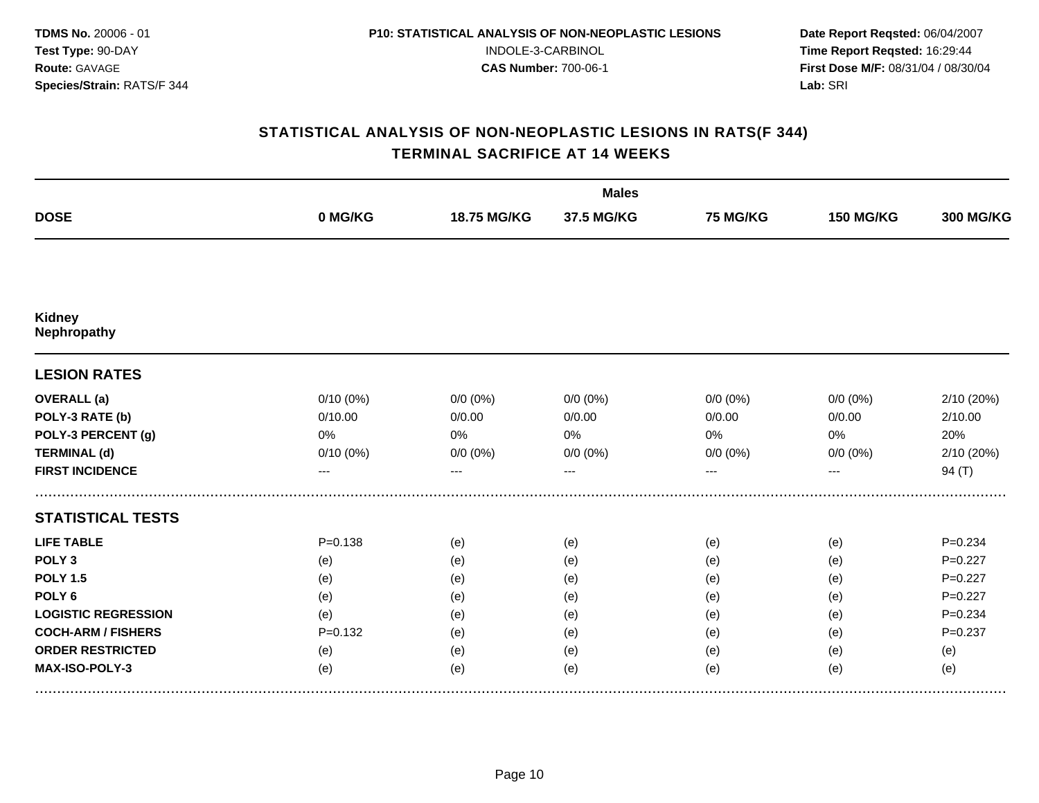**TDMS No.** 20006 - 01
**Test Type:** 90-DAY
**Route:** GAVAGE
**Species/Strain:** RATS/F 344

**P10: STATISTICAL ANALYSIS OF NON-NEOPLASTIC LESIONS**
INDOLE-3-CARBINOL
**CAS Number:** 700-06-1

**Date Report Reqsted:** 06/04/2007
**Time Report Reqsted:** 16:29:44
**First Dose M/F:** 08/31/04 / 08/30/04
**Lab:** SRI

## STATISTICAL ANALYSIS OF NON-NEOPLASTIC LESIONS IN RATS(F 344)
## TERMINAL SACRIFICE AT 14 WEEKS

| | Males | | | | | |
|---|---|---|---|---|---|---|
| **DOSE** | **0 MG/KG** | **18.75 MG/KG** | **37.5 MG/KG** | **75 MG/KG** | **150 MG/KG** | **300 MG/KG** |
| **Kidney** | | | | | | |
| **Nephropathy** | | | | | | |
| **LESION RATES** | | | | | | |
| **OVERALL (a)** | 0/10 (0%) | 0/0 (0%) | 0/0 (0%) | 0/0 (0%) | 0/0 (0%) | 2/10 (20%) |
| **POLY-3 RATE (b)** | 0/10.00 | 0/0.00 | 0/0.00 | 0/0.00 | 0/0.00 | 2/10.00 |
| **POLY-3 PERCENT (g)** | 0% | 0% | 0% | 0% | 0% | 20% |
| **TERMINAL (d)** | 0/10 (0%) | 0/0 (0%) | 0/0 (0%) | 0/0 (0%) | 0/0 (0%) | 2/10 (20%) |
| **FIRST INCIDENCE** | --- | --- | --- | --- | --- | 94 (T) |
| **STATISTICAL TESTS** | | | | | | |
| **LIFE TABLE** | P=0.138 | (e) | (e) | (e) | (e) | P=0.234 |
| **POLY 3** | (e) | (e) | (e) | (e) | (e) | P=0.227 |
| **POLY 1.5** | (e) | (e) | (e) | (e) | (e) | P=0.227 |
| **POLY 6** | (e) | (e) | (e) | (e) | (e) | P=0.227 |
| **LOGISTIC REGRESSION** | (e) | (e) | (e) | (e) | (e) | P=0.234 |
| **COCH-ARM / FISHERS** | P=0.132 | (e) | (e) | (e) | (e) | P=0.237 |
| **ORDER RESTRICTED** | (e) | (e) | (e) | (e) | (e) | (e) |
| **MAX-ISO-POLY-3** | (e) | (e) | (e) | (e) | (e) | (e) |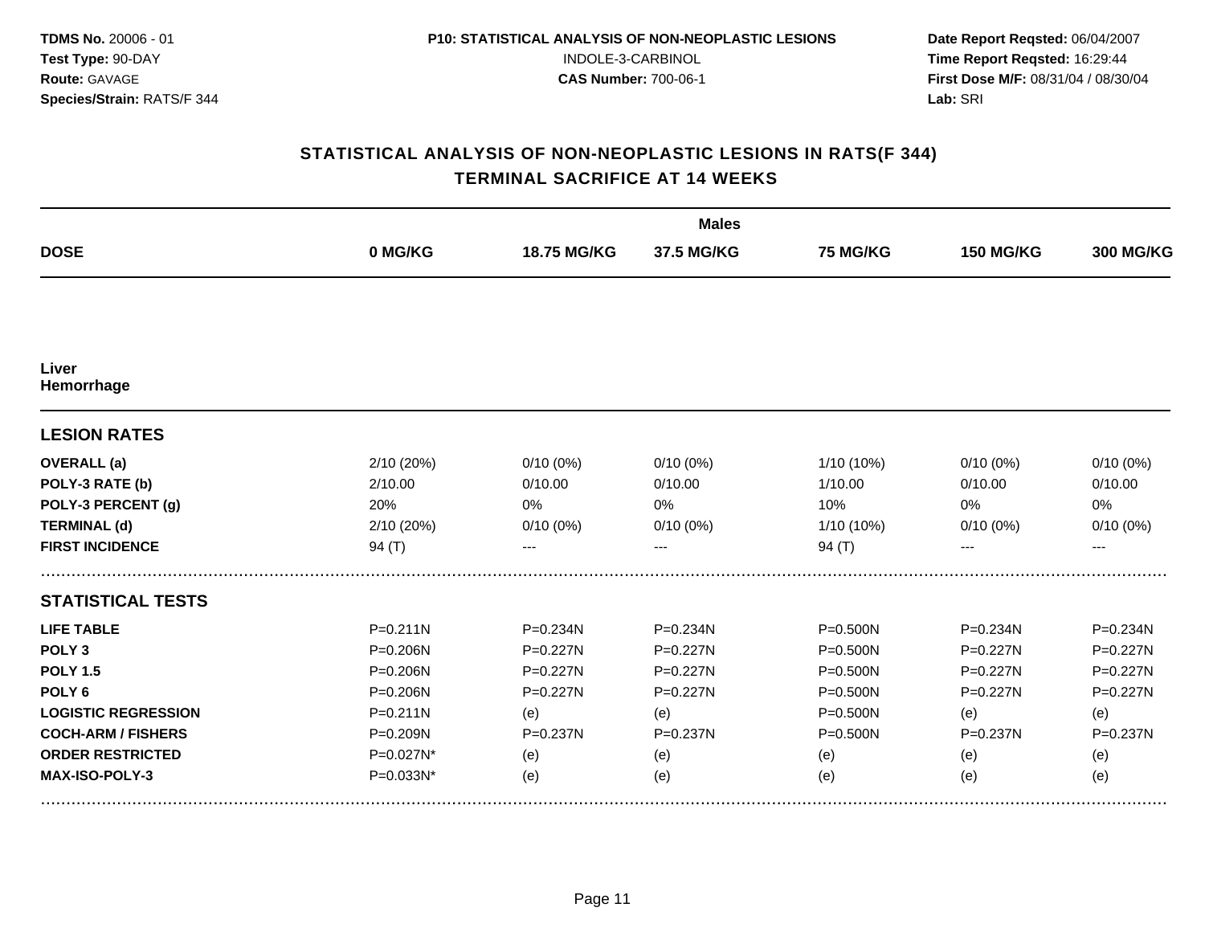**TDMS No.** 20006 - 01
**Test Type:** 90-DAY
**Route:** GAVAGE
**Species/Strain:** RATS/F 344

**P10: STATISTICAL ANALYSIS OF NON-NEOPLASTIC LESIONS**
INDOLE-3-CARBINOL
**CAS Number:** 700-06-1

**Date Report Reqsted:** 06/04/2007
**Time Report Reqsted:** 16:29:44
**First Dose M/F:** 08/31/04 / 08/30/04
**Lab:** SRI

## STATISTICAL ANALYSIS OF NON-NEOPLASTIC LESIONS IN RATS(F 344)
## TERMINAL SACRIFICE AT 14 WEEKS

| | Males | | | | | |
|---|---|---|---|---|---|---|
| **DOSE** | **0 MG/KG** | **18.75 MG/KG** | **37.5 MG/KG** | **75 MG/KG** | **150 MG/KG** | **300 MG/KG** |
| **Liver** | | | | | | |
| **Hemorrhage** | | | | | | |
| **LESION RATES** | | | | | | |
| **OVERALL (a)** | 2/10 (20%) | 0/10 (0%) | 0/10 (0%) | 1/10 (10%) | 0/10 (0%) | 0/10 (0%) |
| **POLY-3 RATE (b)** | 2/10.00 | 0/10.00 | 0/10.00 | 1/10.00 | 0/10.00 | 0/10.00 |
| **POLY-3 PERCENT (g)** | 20% | 0% | 0% | 10% | 0% | 0% |
| **TERMINAL (d)** | 2/10 (20%) | 0/10 (0%) | 0/10 (0%) | 1/10 (10%) | 0/10 (0%) | 0/10 (0%) |
| **FIRST INCIDENCE** | 94 (T) | --- | --- | 94 (T) | --- | --- |
| **STATISTICAL TESTS** | | | | | | |
| **LIFE TABLE** | P=0.211N | P=0.234N | P=0.234N | P=0.500N | P=0.234N | P=0.234N |
| **POLY 3** | P=0.206N | P=0.227N | P=0.227N | P=0.500N | P=0.227N | P=0.227N |
| **POLY 1.5** | P=0.206N | P=0.227N | P=0.227N | P=0.500N | P=0.227N | P=0.227N |
| **POLY 6** | P=0.206N | P=0.227N | P=0.227N | P=0.500N | P=0.227N | P=0.227N |
| **LOGISTIC REGRESSION** | P=0.211N | (e) | (e) | P=0.500N | (e) | (e) |
| **COCH-ARM / FISHERS** | P=0.209N | P=0.237N | P=0.237N | P=0.500N | P=0.237N | P=0.237N |
| **ORDER RESTRICTED** | P=0.027N* | (e) | (e) | (e) | (e) | (e) |
| **MAX-ISO-POLY-3** | P=0.033N* | (e) | (e) | (e) | (e) | (e) |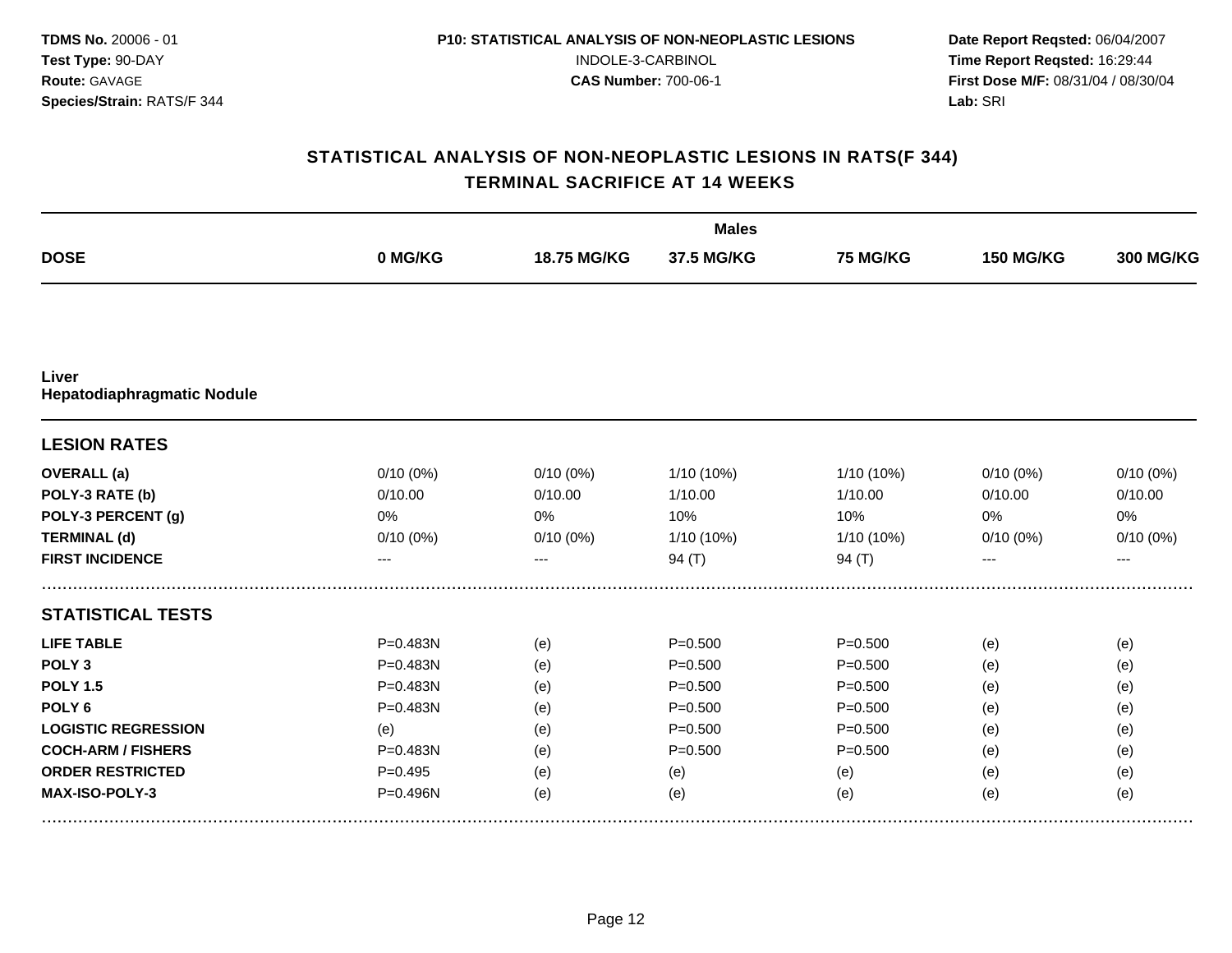**TDMS No.** 20006 - 01
**Test Type:** 90-DAY
**Route:** GAVAGE
**Species/Strain:** RATS/F 344

**P10: STATISTICAL ANALYSIS OF NON-NEOPLASTIC LESIONS**
INDOLE-3-CARBINOL
**CAS Number:** 700-06-1

**Date Report Reqsted:** 06/04/2007
**Time Report Reqsted:** 16:29:44
**First Dose M/F:** 08/31/04 / 08/30/04
**Lab:** SRI

## STATISTICAL ANALYSIS OF NON-NEOPLASTIC LESIONS IN RATS(F 344)
## TERMINAL SACRIFICE AT 14 WEEKS

| | Males | | | | | |
|---|---|---|---|---|---|---|
| **DOSE** | **0 MG/KG** | **18.75 MG/KG** | **37.5 MG/KG** | **75 MG/KG** | **150 MG/KG** | **300 MG/KG** |
| **Liver** | | | | | | |
| **Hepatodiaphragmatic Nodule** | | | | | | |
| **LESION RATES** | | | | | | |
| **OVERALL (a)** | 0/10 (0%) | 0/10 (0%) | 1/10 (10%) | 1/10 (10%) | 0/10 (0%) | 0/10 (0%) |
| **POLY-3 RATE (b)** | 0/10.00 | 0/10.00 | 1/10.00 | 1/10.00 | 0/10.00 | 0/10.00 |
| **POLY-3 PERCENT (g)** | 0% | 0% | 10% | 10% | 0% | 0% |
| **TERMINAL (d)** | 0/10 (0%) | 0/10 (0%) | 1/10 (10%) | 1/10 (10%) | 0/10 (0%) | 0/10 (0%) |
| **FIRST INCIDENCE** | --- | --- | 94 (T) | 94 (T) | --- | --- |
| **STATISTICAL TESTS** | | | | | | |
| **LIFE TABLE** | P=0.483N | (e) | P=0.500 | P=0.500 | (e) | (e) |
| **POLY 3** | P=0.483N | (e) | P=0.500 | P=0.500 | (e) | (e) |
| **POLY 1.5** | P=0.483N | (e) | P=0.500 | P=0.500 | (e) | (e) |
| **POLY 6** | P=0.483N | (e) | P=0.500 | P=0.500 | (e) | (e) |
| **LOGISTIC REGRESSION** | (e) | (e) | P=0.500 | P=0.500 | (e) | (e) |
| **COCH-ARM / FISHERS** | P=0.483N | (e) | P=0.500 | P=0.500 | (e) | (e) |
| **ORDER RESTRICTED** | P=0.495 | (e) | (e) | (e) | (e) | (e) |
| **MAX-ISO-POLY-3** | P=0.496N | (e) | (e) | (e) | (e) | (e) |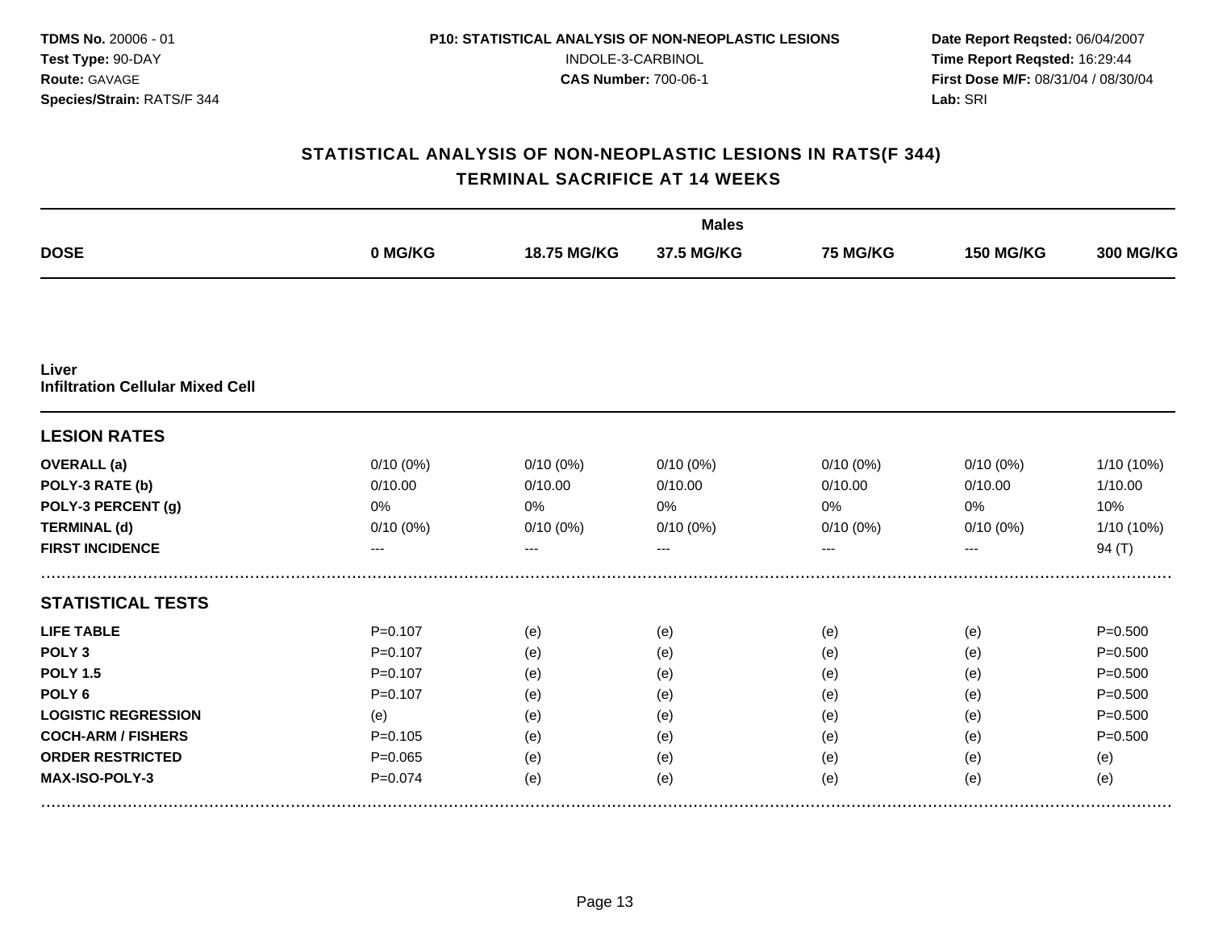**TDMS No.** 20006 - 01
**Test Type:** 90-DAY
**Route:** GAVAGE
**Species/Strain:** RATS/F 344

**P10: STATISTICAL ANALYSIS OF NON-NEOPLASTIC LESIONS**
INDOLE-3-CARBINOL
**CAS Number:** 700-06-1

**Date Report Reqsted:** 06/04/2007
**Time Report Reqsted:** 16:29:44
**First Dose M/F:** 08/31/04 / 08/30/04
**Lab:** SRI

## STATISTICAL ANALYSIS OF NON-NEOPLASTIC LESIONS IN RATS(F 344)
## TERMINAL SACRIFICE AT 14 WEEKS

| | Males | | | | | |
|---|---|---|---|---|---|---|
| **DOSE** | **0 MG/KG** | **18.75 MG/KG** | **37.5 MG/KG** | **75 MG/KG** | **150 MG/KG** | **300 MG/KG** |
| **Liver** | | | | | | |
| **Infiltration Cellular Mixed Cell** | | | | | | |
| **LESION RATES** | | | | | | |
| **OVERALL (a)** | 0/10 (0%) | 0/10 (0%) | 0/10 (0%) | 0/10 (0%) | 0/10 (0%) | 1/10 (10%) |
| **POLY-3 RATE (b)** | 0/10.00 | 0/10.00 | 0/10.00 | 0/10.00 | 0/10.00 | 1/10.00 |
| **POLY-3 PERCENT (g)** | 0% | 0% | 0% | 0% | 0% | 10% |
| **TERMINAL (d)** | 0/10 (0%) | 0/10 (0%) | 0/10 (0%) | 0/10 (0%) | 0/10 (0%) | 1/10 (10%) |
| **FIRST INCIDENCE** | --- | --- | --- | --- | --- | 94 (T) |
| **STATISTICAL TESTS** | | | | | | |
| **LIFE TABLE** | P=0.107 | (e) | (e) | (e) | (e) | P=0.500 |
| **POLY 3** | P=0.107 | (e) | (e) | (e) | (e) | P=0.500 |
| **POLY 1.5** | P=0.107 | (e) | (e) | (e) | (e) | P=0.500 |
| **POLY 6** | P=0.107 | (e) | (e) | (e) | (e) | P=0.500 |
| **LOGISTIC REGRESSION** | (e) | (e) | (e) | (e) | (e) | P=0.500 |
| **COCH-ARM / FISHERS** | P=0.105 | (e) | (e) | (e) | (e) | P=0.500 |
| **ORDER RESTRICTED** | P=0.065 | (e) | (e) | (e) | (e) | (e) |
| **MAX-ISO-POLY-3** | P=0.074 | (e) | (e) | (e) | (e) | (e) |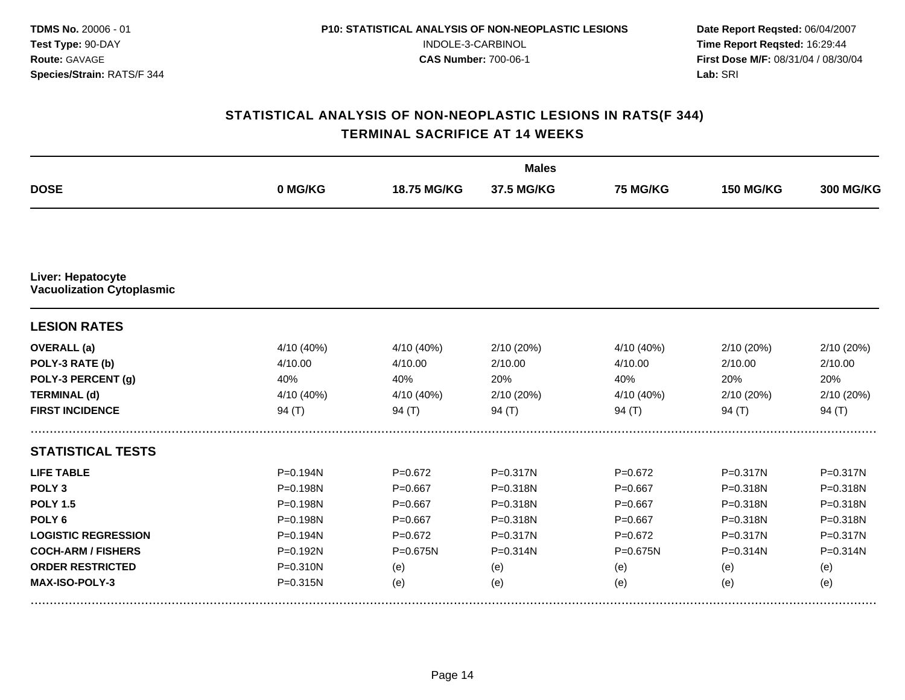TDMS No. 20006 - 01
Test Type: 90-DAY
Route: GAVAGE
Species/Strain: RATS/F 344

P10: STATISTICAL ANALYSIS OF NON-NEOPLASTIC LESIONS
INDOLE-3-CARBINOL
CAS Number: 700-06-1

Date Report Reqsted: 06/04/2007
Time Report Reqsted: 16:29:44
First Dose M/F: 08/31/04 / 08/30/04
Lab: SRI

## STATISTICAL ANALYSIS OF NON-NEOPLASTIC LESIONS IN RATS(F 344)
## TERMINAL SACRIFICE AT 14 WEEKS

| | Males | | | | | |
|---|---|---|---|---|---|---|
| **DOSE** | **0 MG/KG** | **18.75 MG/KG** | **37.5 MG/KG** | **75 MG/KG** | **150 MG/KG** | **300 MG/KG** |
| **Liver: Hepatocyte Vacuolization Cytoplasmic** | | | | | | |
| **LESION RATES** | | | | | | |
| **OVERALL (a)** | 4/10 (40%) | 4/10 (40%) | 2/10 (20%) | 4/10 (40%) | 2/10 (20%) | 2/10 (20%) |
| **POLY-3 RATE (b)** | 4/10.00 | 4/10.00 | 2/10.00 | 4/10.00 | 2/10.00 | 2/10.00 |
| **POLY-3 PERCENT (g)** | 40% | 40% | 20% | 40% | 20% | 20% |
| **TERMINAL (d)** | 4/10 (40%) | 4/10 (40%) | 2/10 (20%) | 4/10 (40%) | 2/10 (20%) | 2/10 (20%) |
| **FIRST INCIDENCE** | 94 (T) | 94 (T) | 94 (T) | 94 (T) | 94 (T) | 94 (T) |
| **STATISTICAL TESTS** | | | | | | |
| **LIFE TABLE** | P=0.194N | P=0.672 | P=0.317N | P=0.672 | P=0.317N | P=0.317N |
| **POLY 3** | P=0.198N | P=0.667 | P=0.318N | P=0.667 | P=0.318N | P=0.318N |
| **POLY 1.5** | P=0.198N | P=0.667 | P=0.318N | P=0.667 | P=0.318N | P=0.318N |
| **POLY 6** | P=0.198N | P=0.667 | P=0.318N | P=0.667 | P=0.318N | P=0.318N |
| **LOGISTIC REGRESSION** | P=0.194N | P=0.672 | P=0.317N | P=0.672 | P=0.317N | P=0.317N |
| **COCH-ARM / FISHERS** | P=0.192N | P=0.675N | P=0.314N | P=0.675N | P=0.314N | P=0.314N |
| **ORDER RESTRICTED** | P=0.310N | (e) | (e) | (e) | (e) | (e) |
| **MAX-ISO-POLY-3** | P=0.315N | (e) | (e) | (e) | (e) | (e) |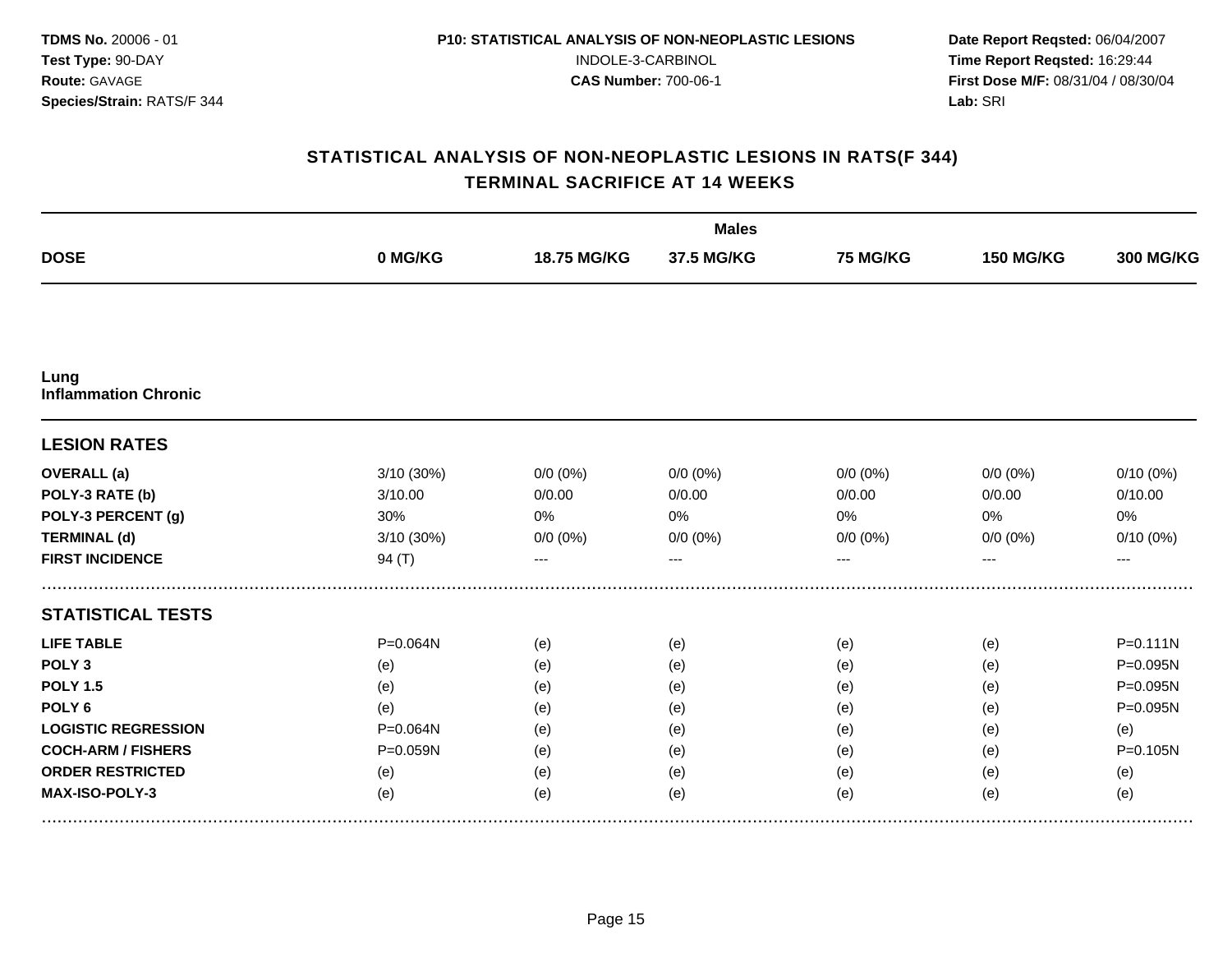## STATISTICAL ANALYSIS OF NON-NEOPLASTIC LESIONS IN RATS(F 344)
## TERMINAL SACRIFICE AT 14 WEEKS

| | Males | | | | | |
|---|---|---|---|---|---|---|
| **DOSE** | **0 MG/KG** | **18.75 MG/KG** | **37.5 MG/KG** | **75 MG/KG** | **150 MG/KG** | **300 MG/KG** |
| **Lung** | | | | | | |
| **Inflammation Chronic** | | | | | | |
| **LESION RATES** | | | | | | |
| **OVERALL (a)** | 3/10 (30%) | 0/0 (0%) | 0/0 (0%) | 0/0 (0%) | 0/0 (0%) | 0/10 (0%) |
| **POLY-3 RATE (b)** | 3/10.00 | 0/0.00 | 0/0.00 | 0/0.00 | 0/0.00 | 0/10.00 |
| **POLY-3 PERCENT (g)** | 30% | 0% | 0% | 0% | 0% | 0% |
| **TERMINAL (d)** | 3/10 (30%) | 0/0 (0%) | 0/0 (0%) | 0/0 (0%) | 0/0 (0%) | 0/10 (0%) |
| **FIRST INCIDENCE** | 94 (T) | --- | --- | --- | --- | --- |
| **STATISTICAL TESTS** | | | | | | |
| **LIFE TABLE** | P=0.064N | (e) | (e) | (e) | (e) | P=0.111N |
| **POLY 3** | (e) | (e) | (e) | (e) | (e) | P=0.095N |
| **POLY 1.5** | (e) | (e) | (e) | (e) | (e) | P=0.095N |
| **POLY 6** | (e) | (e) | (e) | (e) | (e) | P=0.095N |
| **LOGISTIC REGRESSION** | P=0.064N | (e) | (e) | (e) | (e) | (e) |
| **COCH-ARM / FISHERS** | P=0.059N | (e) | (e) | (e) | (e) | P=0.105N |
| **ORDER RESTRICTED** | (e) | (e) | (e) | (e) | (e) | (e) |
| **MAX-ISO-POLY-3** | (e) | (e) | (e) | (e) | (e) | (e) |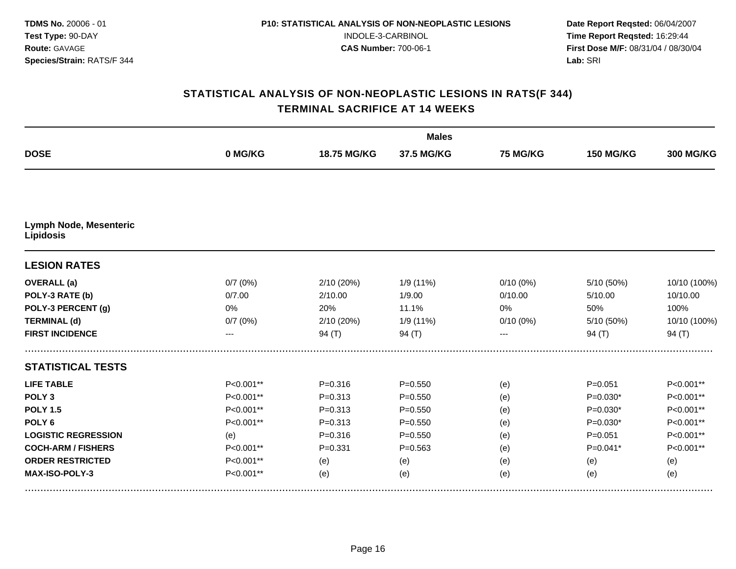# STATISTICAL ANALYSIS OF NON-NEOPLASTIC LESIONS IN RATS(F 344)
## TERMINAL SACRIFICE AT 14 WEEKS

| | Males | | | | | |
|---|---|---|---|---|---|---|
| **DOSE** | **0 MG/KG** | **18.75 MG/KG** | **37.5 MG/KG** | **75 MG/KG** | **150 MG/KG** | **300 MG/KG** |
| **Lymph Node, Mesenteric Lipidosis** | | | | | | |
| **LESION RATES** | | | | | | |
| **OVERALL (a)** | 0/7 (0%) | 2/10 (20%) | 1/9 (11%) | 0/10 (0%) | 5/10 (50%) | 10/10 (100%) |
| **POLY-3 RATE (b)** | 0/7.00 | 2/10.00 | 1/9.00 | 0/10.00 | 5/10.00 | 10/10.00 |
| **POLY-3 PERCENT (g)** | 0% | 20% | 11.1% | 0% | 50% | 100% |
| **TERMINAL (d)** | 0/7 (0%) | 2/10 (20%) | 1/9 (11%) | 0/10 (0%) | 5/10 (50%) | 10/10 (100%) |
| **FIRST INCIDENCE** | --- | 94 (T) | 94 (T) | --- | 94 (T) | 94 (T) |
| **STATISTICAL TESTS** | | | | | | |
| **LIFE TABLE** | P<0.001** | P=0.316 | P=0.550 | (e) | P=0.051 | P<0.001** |
| **POLY 3** | P<0.001** | P=0.313 | P=0.550 | (e) | P=0.030* | P<0.001** |
| **POLY 1.5** | P<0.001** | P=0.313 | P=0.550 | (e) | P=0.030* | P<0.001** |
| **POLY 6** | P<0.001** | P=0.313 | P=0.550 | (e) | P=0.030* | P<0.001** |
| **LOGISTIC REGRESSION** | (e) | P=0.316 | P=0.550 | (e) | P=0.051 | P<0.001** |
| **COCH-ARM / FISHERS** | P<0.001** | P=0.331 | P=0.563 | (e) | P=0.041* | P<0.001** |
| **ORDER RESTRICTED** | P<0.001** | (e) | (e) | (e) | (e) | (e) |
| **MAX-ISO-POLY-3** | P<0.001** | (e) | (e) | (e) | (e) | (e) |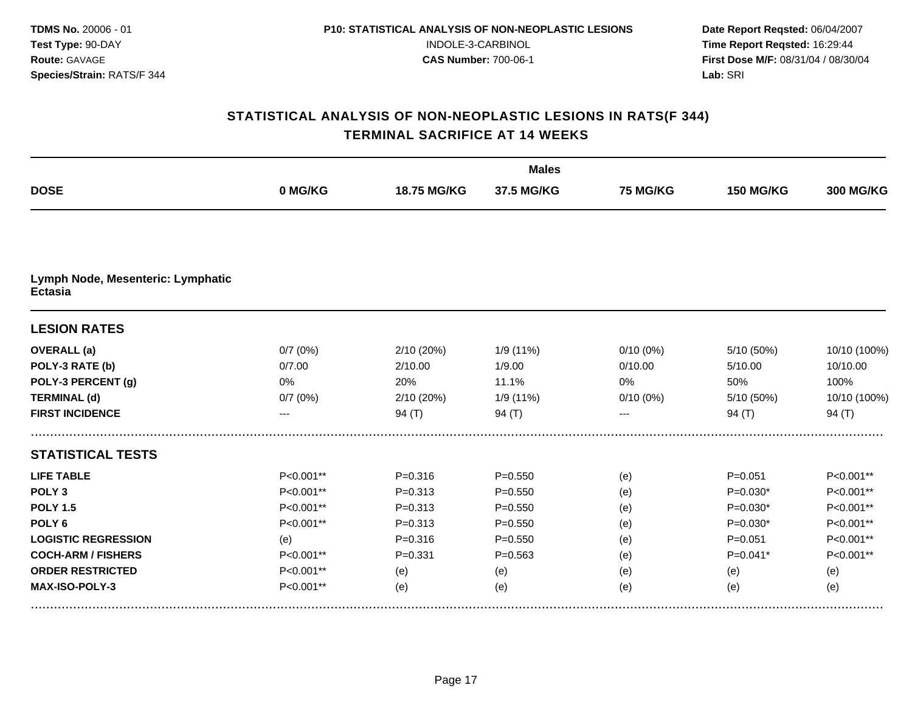**TDMS No.** 20006 - 01
**Test Type:** 90-DAY
**Route:** GAVAGE
**Species/Strain:** RATS/F 344

**P10: STATISTICAL ANALYSIS OF NON-NEOPLASTIC LESIONS**
INDOLE-3-CARBINOL
**CAS Number:** 700-06-1

**Date Report Reqsted:** 06/04/2007
**Time Report Reqsted:** 16:29:44
**First Dose M/F:** 08/31/04 / 08/30/04
**Lab:** SRI

## STATISTICAL ANALYSIS OF NON-NEOPLASTIC LESIONS IN RATS(F 344)
## TERMINAL SACRIFICE AT 14 WEEKS

| | Males | | | | | |
|---|---|---|---|---|---|---|
| **DOSE** | **0 MG/KG** | **18.75 MG/KG** | **37.5 MG/KG** | **75 MG/KG** | **150 MG/KG** | **300 MG/KG** |
| **Lymph Node, Mesenteric: Lymphatic Ectasia** | | | | | | |
| **LESION RATES** | | | | | | |
| **OVERALL (a)** | 0/7 (0%) | 2/10 (20%) | 1/9 (11%) | 0/10 (0%) | 5/10 (50%) | 10/10 (100%) |
| **POLY-3 RATE (b)** | 0/7.00 | 2/10.00 | 1/9.00 | 0/10.00 | 5/10.00 | 10/10.00 |
| **POLY-3 PERCENT (g)** | 0% | 20% | 11.1% | 0% | 50% | 100% |
| **TERMINAL (d)** | 0/7 (0%) | 2/10 (20%) | 1/9 (11%) | 0/10 (0%) | 5/10 (50%) | 10/10 (100%) |
| **FIRST INCIDENCE** | --- | 94 (T) | 94 (T) | --- | 94 (T) | 94 (T) |
| **STATISTICAL TESTS** | | | | | | |
| **LIFE TABLE** | P<0.001** | P=0.316 | P=0.550 | (e) | P=0.051 | P<0.001** |
| **POLY 3** | P<0.001** | P=0.313 | P=0.550 | (e) | P=0.030* | P<0.001** |
| **POLY 1.5** | P<0.001** | P=0.313 | P=0.550 | (e) | P=0.030* | P<0.001** |
| **POLY 6** | P<0.001** | P=0.313 | P=0.550 | (e) | P=0.030* | P<0.001** |
| **LOGISTIC REGRESSION** | (e) | P=0.316 | P=0.550 | (e) | P=0.051 | P<0.001** |
| **COCH-ARM / FISHERS** | P<0.001** | P=0.331 | P=0.563 | (e) | P=0.041* | P<0.001** |
| **ORDER RESTRICTED** | P<0.001** | (e) | (e) | (e) | (e) | (e) |
| **MAX-ISO-POLY-3** | P<0.001** | (e) | (e) | (e) | (e) | (e) |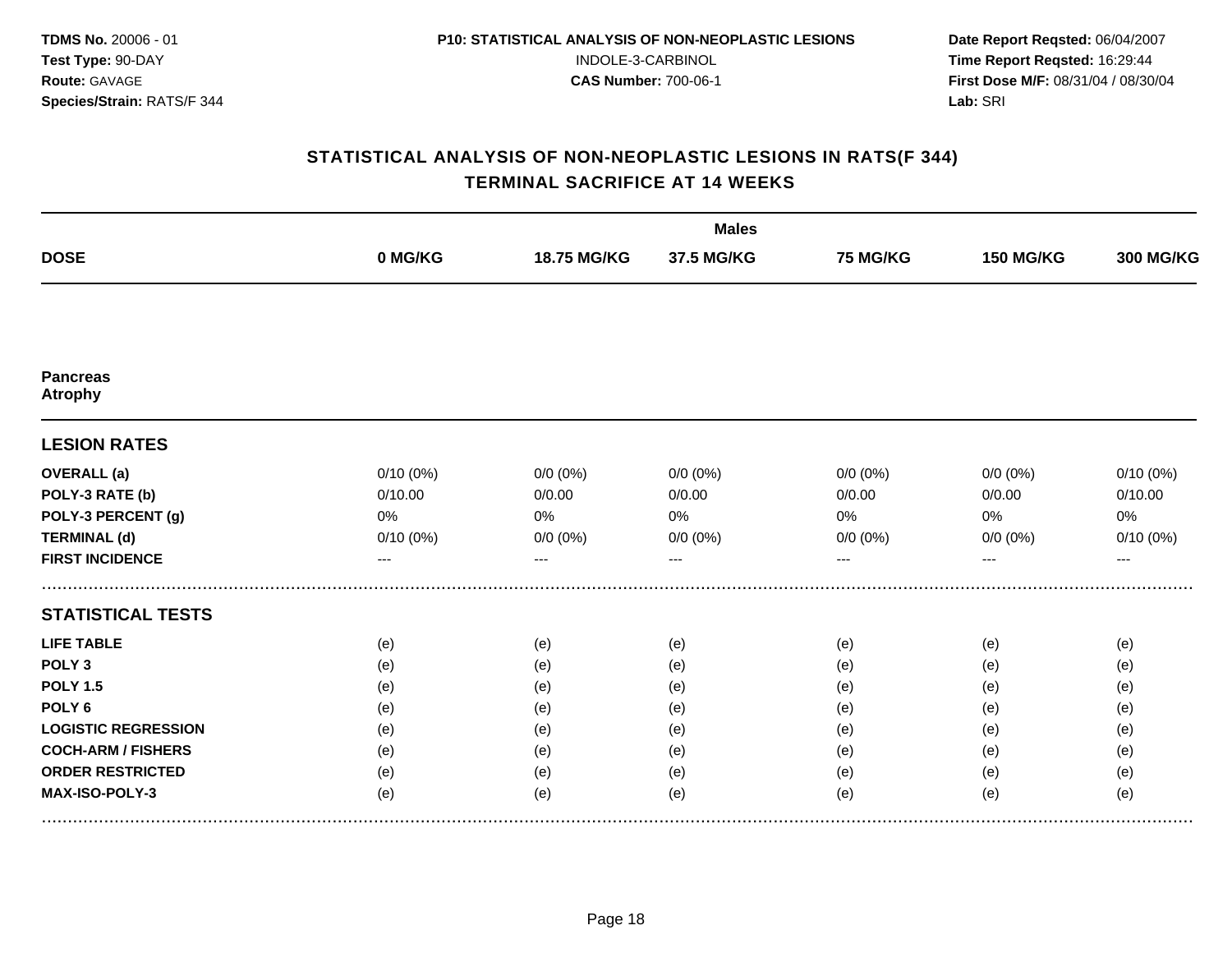# STATISTICAL ANALYSIS OF NON-NEOPLASTIC LESIONS IN RATS(F 344)
## TERMINAL SACRIFICE AT 14 WEEKS

| | Males | | | | | |
|---|---|---|---|---|---|---|
| **DOSE** | **0 MG/KG** | **18.75 MG/KG** | **37.5 MG/KG** | **75 MG/KG** | **150 MG/KG** | **300 MG/KG** |
| **Pancreas Atrophy** | | | | | | |
| **LESION RATES** | | | | | | |
| **OVERALL (a)** | 0/10 (0%) | 0/0 (0%) | 0/0 (0%) | 0/0 (0%) | 0/0 (0%) | 0/10 (0%) |
| **POLY-3 RATE (b)** | 0/10.00 | 0/0.00 | 0/0.00 | 0/0.00 | 0/0.00 | 0/10.00 |
| **POLY-3 PERCENT (g)** | 0% | 0% | 0% | 0% | 0% | 0% |
| **TERMINAL (d)** | 0/10 (0%) | 0/0 (0%) | 0/0 (0%) | 0/0 (0%) | 0/0 (0%) | 0/10 (0%) |
| **FIRST INCIDENCE** | --- | --- | --- | --- | --- | --- |
| **STATISTICAL TESTS** | | | | | | |
| **LIFE TABLE** | (e) | (e) | (e) | (e) | (e) | (e) |
| **POLY 3** | (e) | (e) | (e) | (e) | (e) | (e) |
| **POLY 1.5** | (e) | (e) | (e) | (e) | (e) | (e) |
| **POLY 6** | (e) | (e) | (e) | (e) | (e) | (e) |
| **LOGISTIC REGRESSION** | (e) | (e) | (e) | (e) | (e) | (e) |
| **COCH-ARM / FISHERS** | (e) | (e) | (e) | (e) | (e) | (e) |
| **ORDER RESTRICTED** | (e) | (e) | (e) | (e) | (e) | (e) |
| **MAX-ISO-POLY-3** | (e) | (e) | (e) | (e) | (e) | (e) |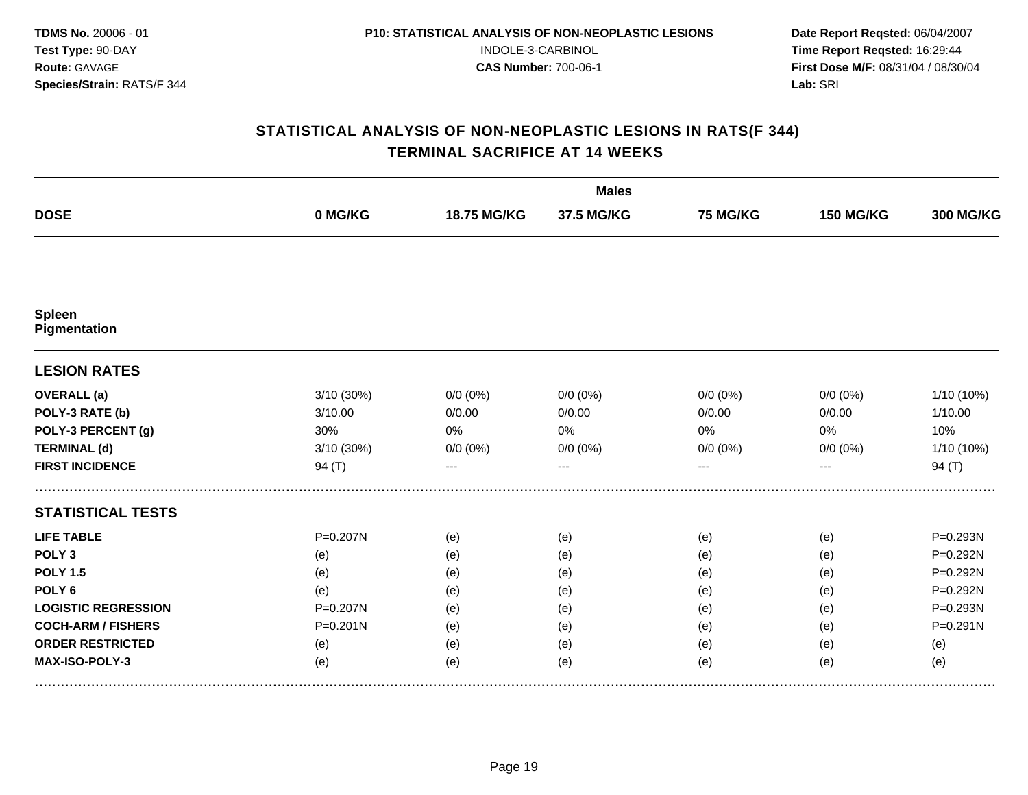**TDMS No.** 20006 - 01
**Test Type:** 90-DAY
**Route:** GAVAGE
**Species/Strain:** RATS/F 344

**P10: STATISTICAL ANALYSIS OF NON-NEOPLASTIC LESIONS**
INDOLE-3-CARBINOL
**CAS Number:** 700-06-1

**Date Report Reqsted:** 06/04/2007
**Time Report Reqsted:** 16:29:44
**First Dose M/F:** 08/31/04 / 08/30/04
**Lab:** SRI

## STATISTICAL ANALYSIS OF NON-NEOPLASTIC LESIONS IN RATS(F 344)
## TERMINAL SACRIFICE AT 14 WEEKS

| | Males | | | | | |
|---|---|---|---|---|---|---|
| **DOSE** | **0 MG/KG** | **18.75 MG/KG** | **37.5 MG/KG** | **75 MG/KG** | **150 MG/KG** | **300 MG/KG** |
| **Spleen** **Pigmentation** | | | | | | |
| **LESION RATES** | | | | | | |
| **OVERALL (a)** | 3/10 (30%) | 0/0 (0%) | 0/0 (0%) | 0/0 (0%) | 0/0 (0%) | 1/10 (10%) |
| **POLY-3 RATE (b)** | 3/10.00 | 0/0.00 | 0/0.00 | 0/0.00 | 0/0.00 | 1/10.00 |
| **POLY-3 PERCENT (g)** | 30% | 0% | 0% | 0% | 0% | 10% |
| **TERMINAL (d)** | 3/10 (30%) | 0/0 (0%) | 0/0 (0%) | 0/0 (0%) | 0/0 (0%) | 1/10 (10%) |
| **FIRST INCIDENCE** | 94 (T) | --- | --- | --- | --- | 94 (T) |
| **STATISTICAL TESTS** | | | | | | |
| **LIFE TABLE** | P=0.207N | (e) | (e) | (e) | (e) | P=0.293N |
| **POLY 3** | (e) | (e) | (e) | (e) | (e) | P=0.292N |
| **POLY 1.5** | (e) | (e) | (e) | (e) | (e) | P=0.292N |
| **POLY 6** | (e) | (e) | (e) | (e) | (e) | P=0.292N |
| **LOGISTIC REGRESSION** | P=0.207N | (e) | (e) | (e) | (e) | P=0.293N |
| **COCH-ARM / FISHERS** | P=0.201N | (e) | (e) | (e) | (e) | P=0.291N |
| **ORDER RESTRICTED** | (e) | (e) | (e) | (e) | (e) | (e) |
| **MAX-ISO-POLY-3** | (e) | (e) | (e) | (e) | (e) | (e) |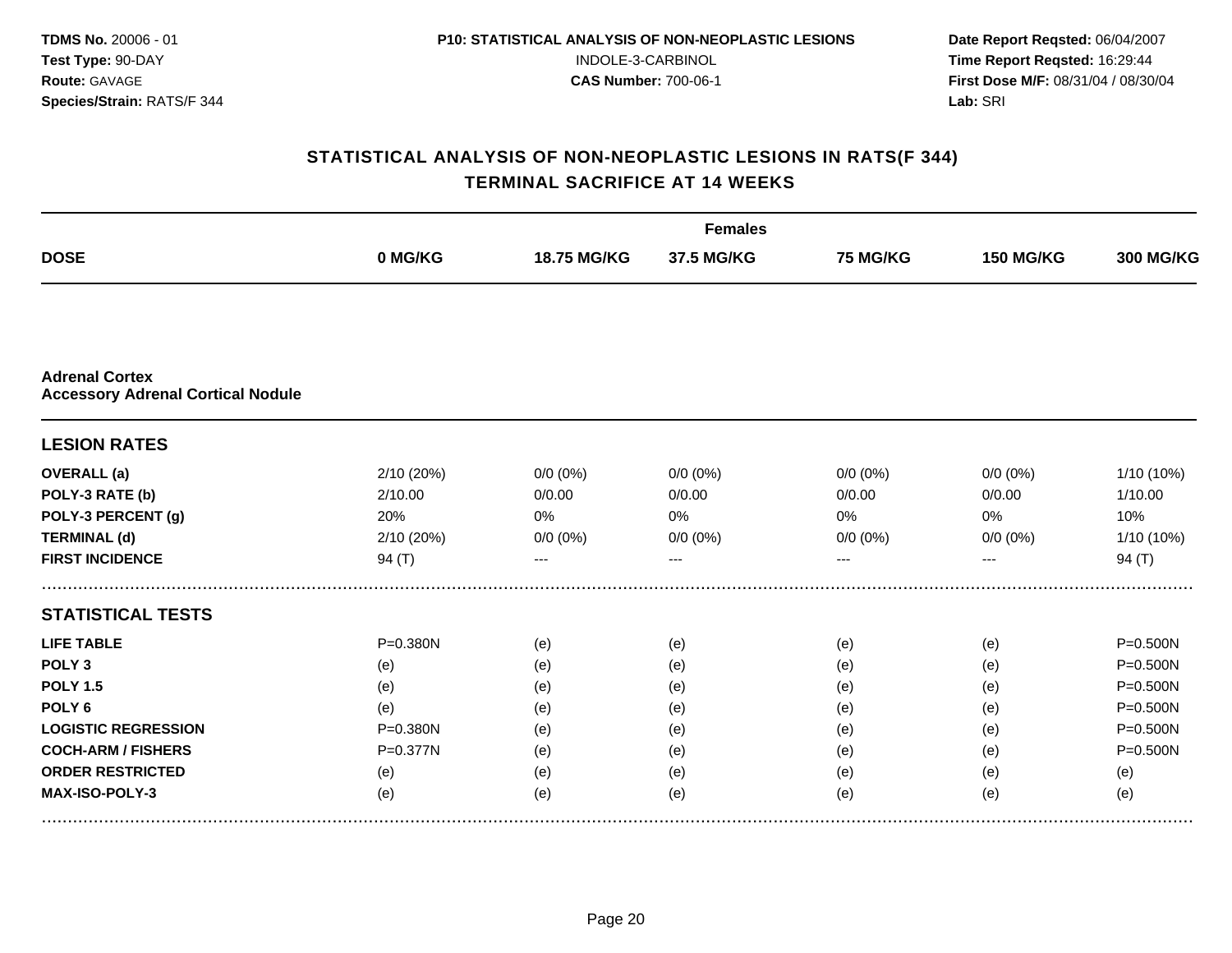# STATISTICAL ANALYSIS OF NON-NEOPLASTIC LESIONS IN RATS(F 344)
## TERMINAL SACRIFICE AT 14 WEEKS

| | Females | | | | | |
|---|---|---|---|---|---|---|
| **DOSE** | **0 MG/KG** | **18.75 MG/KG** | **37.5 MG/KG** | **75 MG/KG** | **150 MG/KG** | **300 MG/KG** |
| **Adrenal Cortex** | | | | | | |
| **Accessory Adrenal Cortical Nodule** | | | | | | |
| **LESION RATES** | | | | | | |
| **OVERALL (a)** | 2/10 (20%) | 0/0 (0%) | 0/0 (0%) | 0/0 (0%) | 0/0 (0%) | 1/10 (10%) |
| **POLY-3 RATE (b)** | 2/10.00 | 0/0.00 | 0/0.00 | 0/0.00 | 0/0.00 | 1/10.00 |
| **POLY-3 PERCENT (g)** | 20% | 0% | 0% | 0% | 0% | 10% |
| **TERMINAL (d)** | 2/10 (20%) | 0/0 (0%) | 0/0 (0%) | 0/0 (0%) | 0/0 (0%) | 1/10 (10%) |
| **FIRST INCIDENCE** | 94 (T) | --- | --- | --- | --- | 94 (T) |
| **STATISTICAL TESTS** | | | | | | |
| **LIFE TABLE** | P=0.380N | (e) | (e) | (e) | (e) | P=0.500N |
| **POLY 3** | (e) | (e) | (e) | (e) | (e) | P=0.500N |
| **POLY 1.5** | (e) | (e) | (e) | (e) | (e) | P=0.500N |
| **POLY 6** | (e) | (e) | (e) | (e) | (e) | P=0.500N |
| **LOGISTIC REGRESSION** | P=0.380N | (e) | (e) | (e) | (e) | P=0.500N |
| **COCH-ARM / FISHERS** | P=0.377N | (e) | (e) | (e) | (e) | P=0.500N |
| **ORDER RESTRICTED** | (e) | (e) | (e) | (e) | (e) | (e) |
| **MAX-ISO-POLY-3** | (e) | (e) | (e) | (e) | (e) | (e) |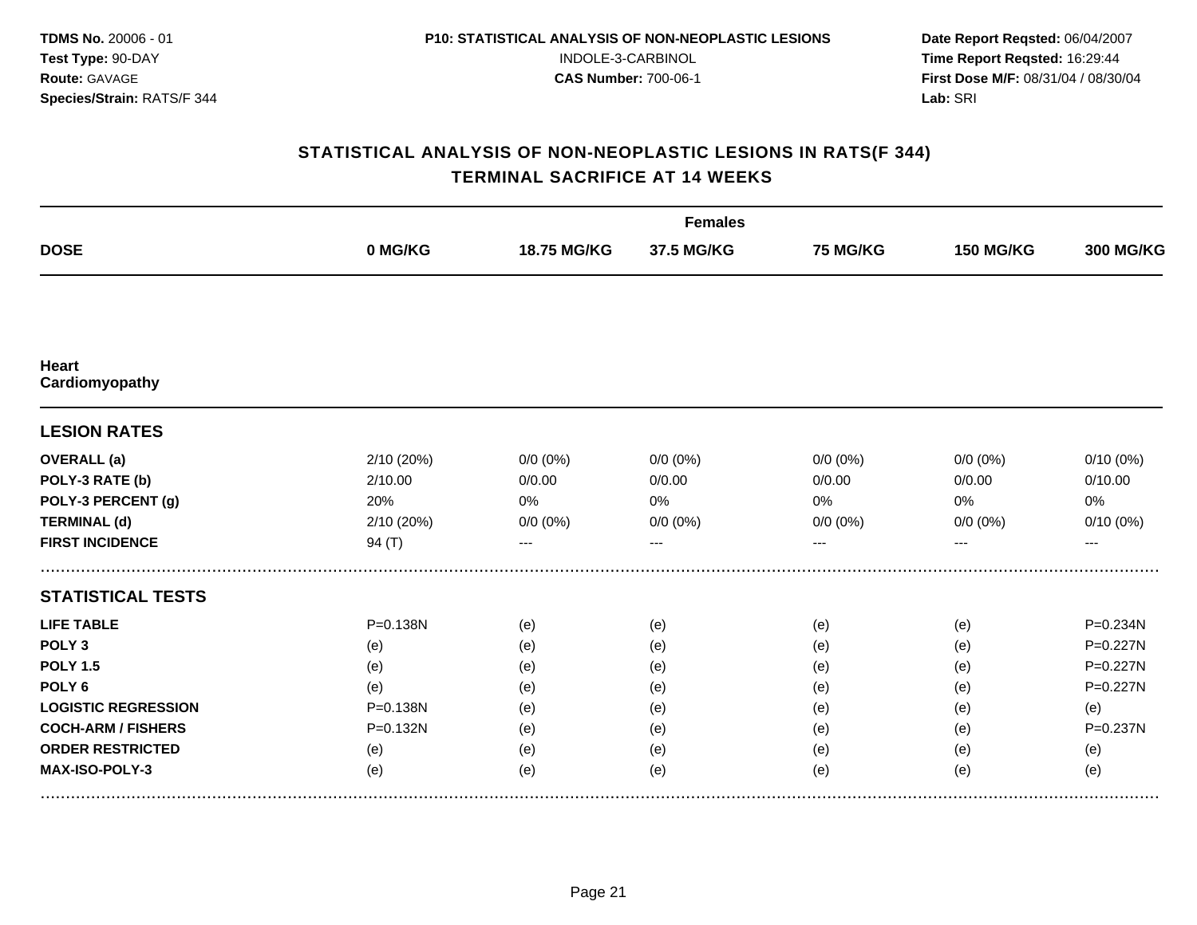**TDMS No.** 20006 - 01
**Test Type:** 90-DAY
**Route:** GAVAGE
**Species/Strain:** RATS/F 344

**P10: STATISTICAL ANALYSIS OF NON-NEOPLASTIC LESIONS**
INDOLE-3-CARBINOL
**CAS Number:** 700-06-1

**Date Report Reqsted:** 06/04/2007
**Time Report Reqsted:** 16:29:44
**First Dose M/F:** 08/31/04 / 08/30/04
**Lab:** SRI

## STATISTICAL ANALYSIS OF NON-NEOPLASTIC LESIONS IN RATS(F 344)
## TERMINAL SACRIFICE AT 14 WEEKS

| | Females | | | | | |
|---|---|---|---|---|---|---|
| **DOSE** | **0 MG/KG** | **18.75 MG/KG** | **37.5 MG/KG** | **75 MG/KG** | **150 MG/KG** | **300 MG/KG** |
| **Heart** | | | | | | |
| **Cardiomyopathy** | | | | | | |
| **LESION RATES** | | | | | | |
| **OVERALL (a)** | 2/10 (20%) | 0/0 (0%) | 0/0 (0%) | 0/0 (0%) | 0/0 (0%) | 0/10 (0%) |
| **POLY-3 RATE (b)** | 2/10.00 | 0/0.00 | 0/0.00 | 0/0.00 | 0/0.00 | 0/10.00 |
| **POLY-3 PERCENT (g)** | 20% | 0% | 0% | 0% | 0% | 0% |
| **TERMINAL (d)** | 2/10 (20%) | 0/0 (0%) | 0/0 (0%) | 0/0 (0%) | 0/0 (0%) | 0/10 (0%) |
| **FIRST INCIDENCE** | 94 (T) | --- | --- | --- | --- | --- |
| **STATISTICAL TESTS** | | | | | | |
| **LIFE TABLE** | P=0.138N | (e) | (e) | (e) | (e) | P=0.234N |
| **POLY 3** | (e) | (e) | (e) | (e) | (e) | P=0.227N |
| **POLY 1.5** | (e) | (e) | (e) | (e) | (e) | P=0.227N |
| **POLY 6** | (e) | (e) | (e) | (e) | (e) | P=0.227N |
| **LOGISTIC REGRESSION** | P=0.138N | (e) | (e) | (e) | (e) | (e) |
| **COCH-ARM / FISHERS** | P=0.132N | (e) | (e) | (e) | (e) | P=0.237N |
| **ORDER RESTRICTED** | (e) | (e) | (e) | (e) | (e) | (e) |
| **MAX-ISO-POLY-3** | (e) | (e) | (e) | (e) | (e) | (e) |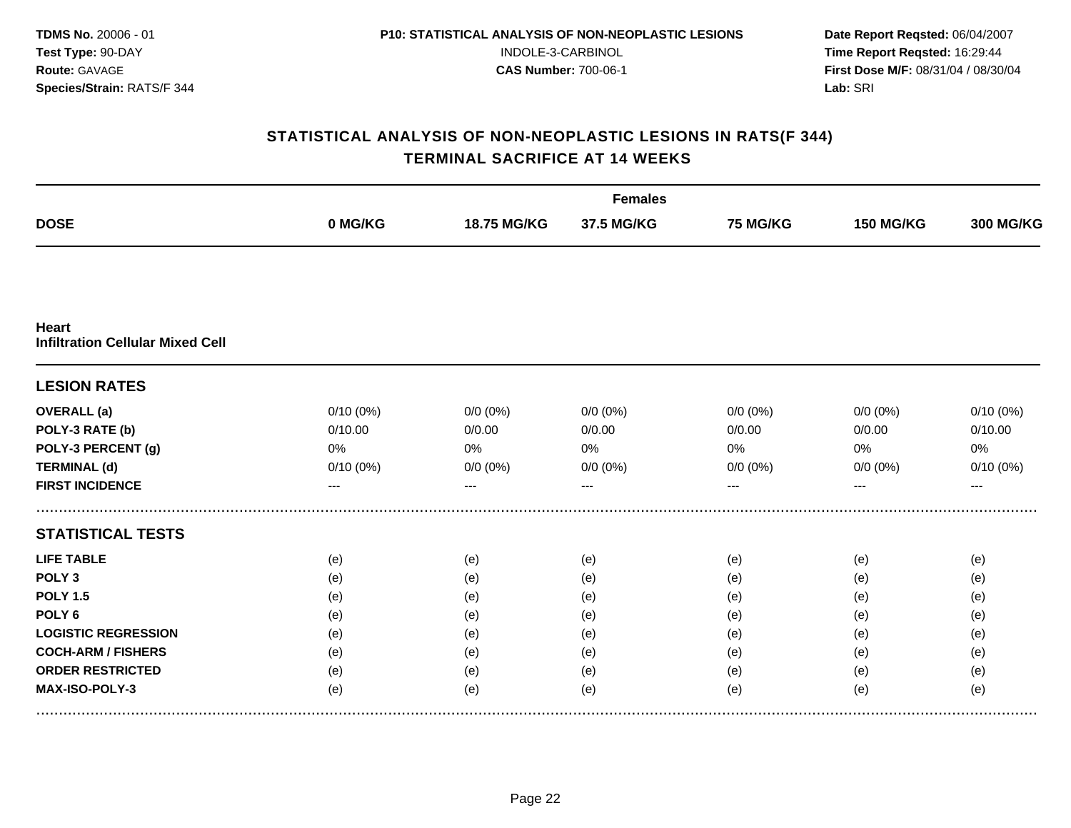**TDMS No.** 20006 - 01
**Test Type:** 90-DAY
**Route:** GAVAGE
**Species/Strain:** RATS/F 344

**P10: STATISTICAL ANALYSIS OF NON-NEOPLASTIC LESIONS**
INDOLE-3-CARBINOL
**CAS Number:** 700-06-1

**Date Report Reqsted:** 06/04/2007
**Time Report Reqsted:** 16:29:44
**First Dose M/F:** 08/31/04 / 08/30/04
**Lab:** SRI

## STATISTICAL ANALYSIS OF NON-NEOPLASTIC LESIONS IN RATS(F 344)
## TERMINAL SACRIFICE AT 14 WEEKS

| | Females | | | | | |
|---|---|---|---|---|---|---|
| **DOSE** | **0 MG/KG** | **18.75 MG/KG** | **37.5 MG/KG** | **75 MG/KG** | **150 MG/KG** | **300 MG/KG** |
| **Heart** | | | | | | |
| **Infiltration Cellular Mixed Cell** | | | | | | |
| **LESION RATES** | | | | | | |
| **OVERALL (a)** | 0/10 (0%) | 0/0 (0%) | 0/0 (0%) | 0/0 (0%) | 0/0 (0%) | 0/10 (0%) |
| **POLY-3 RATE (b)** | 0/10.00 | 0/0.00 | 0/0.00 | 0/0.00 | 0/0.00 | 0/10.00 |
| **POLY-3 PERCENT (g)** | 0% | 0% | 0% | 0% | 0% | 0% |
| **TERMINAL (d)** | 0/10 (0%) | 0/0 (0%) | 0/0 (0%) | 0/0 (0%) | 0/0 (0%) | 0/10 (0%) |
| **FIRST INCIDENCE** | --- | --- | --- | --- | --- | --- |
| **STATISTICAL TESTS** | | | | | | |
| **LIFE TABLE** | (e) | (e) | (e) | (e) | (e) | (e) |
| **POLY 3** | (e) | (e) | (e) | (e) | (e) | (e) |
| **POLY 1.5** | (e) | (e) | (e) | (e) | (e) | (e) |
| **POLY 6** | (e) | (e) | (e) | (e) | (e) | (e) |
| **LOGISTIC REGRESSION** | (e) | (e) | (e) | (e) | (e) | (e) |
| **COCH-ARM / FISHERS** | (e) | (e) | (e) | (e) | (e) | (e) |
| **ORDER RESTRICTED** | (e) | (e) | (e) | (e) | (e) | (e) |
| **MAX-ISO-POLY-3** | (e) | (e) | (e) | (e) | (e) | (e) |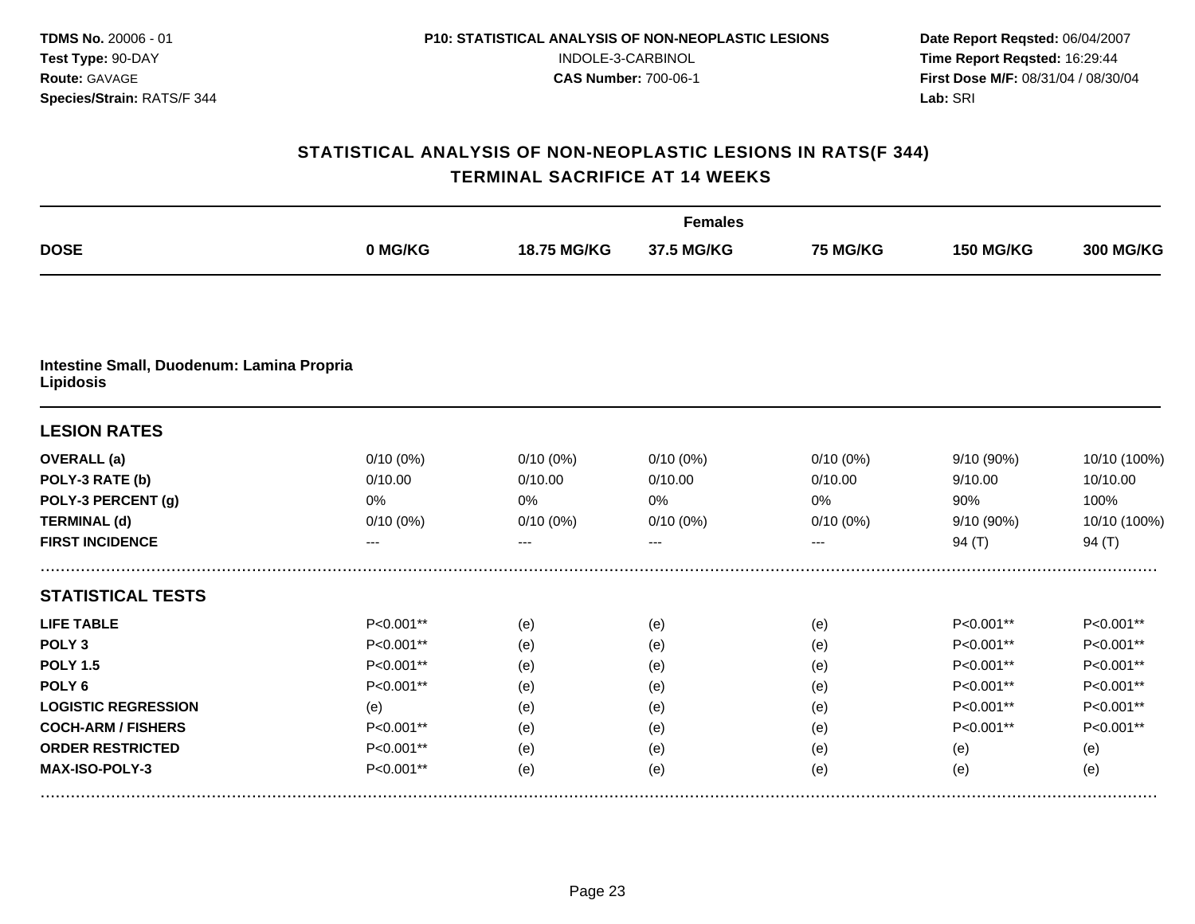**TDMS No.** 20006 - 01
**Test Type:** 90-DAY
**Route:** GAVAGE
**Species/Strain:** RATS/F 344

**P10: STATISTICAL ANALYSIS OF NON-NEOPLASTIC LESIONS**
INDOLE-3-CARBINOL
**CAS Number:** 700-06-1

**Date Report Reqsted:** 06/04/2007
**Time Report Reqsted:** 16:29:44
**First Dose M/F:** 08/31/04 / 08/30/04
**Lab:** SRI

## STATISTICAL ANALYSIS OF NON-NEOPLASTIC LESIONS IN RATS(F 344)
## TERMINAL SACRIFICE AT 14 WEEKS

| | Females | | | | | |
|---|---|---|---|---|---|---|
| **DOSE** | **0 MG/KG** | **18.75 MG/KG** | **37.5 MG/KG** | **75 MG/KG** | **150 MG/KG** | **300 MG/KG** |
| **Intestine Small, Duodenum: Lamina Propria Lipidosis** | | | | | | |
| **LESION RATES** | | | | | | |
| **OVERALL (a)** | 0/10 (0%) | 0/10 (0%) | 0/10 (0%) | 0/10 (0%) | 9/10 (90%) | 10/10 (100%) |
| **POLY-3 RATE (b)** | 0/10.00 | 0/10.00 | 0/10.00 | 0/10.00 | 9/10.00 | 10/10.00 |
| **POLY-3 PERCENT (g)** | 0% | 0% | 0% | 0% | 90% | 100% |
| **TERMINAL (d)** | 0/10 (0%) | 0/10 (0%) | 0/10 (0%) | 0/10 (0%) | 9/10 (90%) | 10/10 (100%) |
| **FIRST INCIDENCE** | --- | --- | --- | --- | 94 (T) | 94 (T) |
| **STATISTICAL TESTS** | | | | | | |
| **LIFE TABLE** | P<0.001** | (e) | (e) | (e) | P<0.001** | P<0.001** |
| **POLY 3** | P<0.001** | (e) | (e) | (e) | P<0.001** | P<0.001** |
| **POLY 1.5** | P<0.001** | (e) | (e) | (e) | P<0.001** | P<0.001** |
| **POLY 6** | P<0.001** | (e) | (e) | (e) | P<0.001** | P<0.001** |
| **LOGISTIC REGRESSION** | (e) | (e) | (e) | (e) | P<0.001** | P<0.001** |
| **COCH-ARM / FISHERS** | P<0.001** | (e) | (e) | (e) | P<0.001** | P<0.001** |
| **ORDER RESTRICTED** | P<0.001** | (e) | (e) | (e) | (e) | (e) |
| **MAX-ISO-POLY-3** | P<0.001** | (e) | (e) | (e) | (e) | (e) |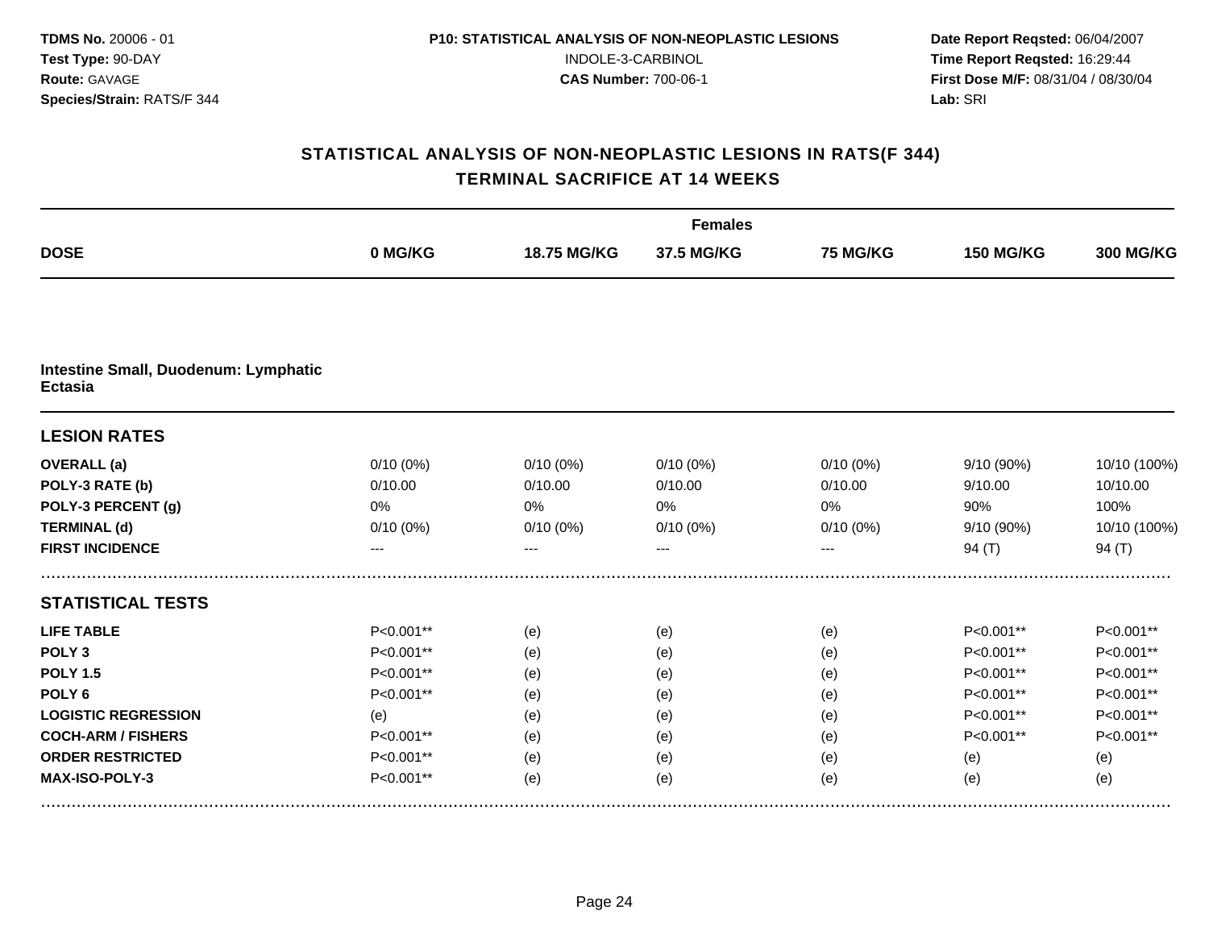**TDMS No.** 20006 - 01
**Test Type:** 90-DAY
**Route:** GAVAGE
**Species/Strain:** RATS/F 344

**P10: STATISTICAL ANALYSIS OF NON-NEOPLASTIC LESIONS**
INDOLE-3-CARBINOL
**CAS Number:** 700-06-1

**Date Report Reqsted:** 06/04/2007
**Time Report Reqsted:** 16:29:44
**First Dose M/F:** 08/31/04 / 08/30/04
**Lab:** SRI

## STATISTICAL ANALYSIS OF NON-NEOPLASTIC LESIONS IN RATS(F 344)
## TERMINAL SACRIFICE AT 14 WEEKS

| | Females | | | | | |
|---|---|---|---|---|---|---|
| **DOSE** | **0 MG/KG** | **18.75 MG/KG** | **37.5 MG/KG** | **75 MG/KG** | **150 MG/KG** | **300 MG/KG** |
| **Intestine Small, Duodenum: Lymphatic Ectasia** | | | | | | |
| **LESION RATES** | | | | | | |
| **OVERALL (a)** | 0/10 (0%) | 0/10 (0%) | 0/10 (0%) | 0/10 (0%) | 9/10 (90%) | 10/10 (100%) |
| **POLY-3 RATE (b)** | 0/10.00 | 0/10.00 | 0/10.00 | 0/10.00 | 9/10.00 | 10/10.00 |
| **POLY-3 PERCENT (g)** | 0% | 0% | 0% | 0% | 90% | 100% |
| **TERMINAL (d)** | 0/10 (0%) | 0/10 (0%) | 0/10 (0%) | 0/10 (0%) | 9/10 (90%) | 10/10 (100%) |
| **FIRST INCIDENCE** | --- | --- | --- | --- | 94 (T) | 94 (T) |
| **STATISTICAL TESTS** | | | | | | |
| **LIFE TABLE** | P<0.001** | (e) | (e) | (e) | P<0.001** | P<0.001** |
| **POLY 3** | P<0.001** | (e) | (e) | (e) | P<0.001** | P<0.001** |
| **POLY 1.5** | P<0.001** | (e) | (e) | (e) | P<0.001** | P<0.001** |
| **POLY 6** | P<0.001** | (e) | (e) | (e) | P<0.001** | P<0.001** |
| **LOGISTIC REGRESSION** | (e) | (e) | (e) | (e) | P<0.001** | P<0.001** |
| **COCH-ARM / FISHERS** | P<0.001** | (e) | (e) | (e) | P<0.001** | P<0.001** |
| **ORDER RESTRICTED** | P<0.001** | (e) | (e) | (e) | (e) | (e) |
| **MAX-ISO-POLY-3** | P<0.001** | (e) | (e) | (e) | (e) | (e) |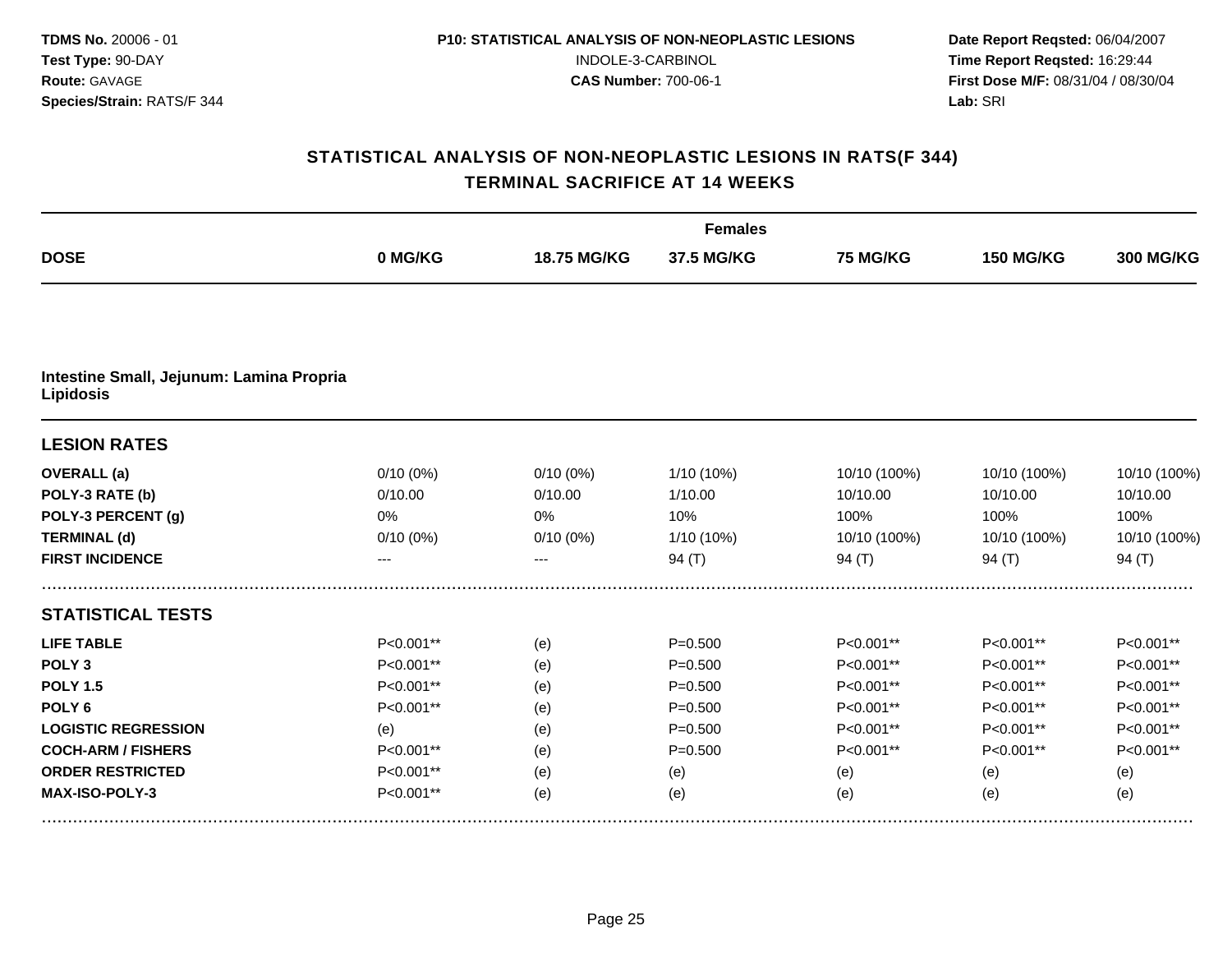**TDMS No.** 20006 - 01
**Test Type:** 90-DAY
**Route:** GAVAGE
**Species/Strain:** RATS/F 344

**P10: STATISTICAL ANALYSIS OF NON-NEOPLASTIC LESIONS**
INDOLE-3-CARBINOL
**CAS Number:** 700-06-1

**Date Report Reqsted:** 06/04/2007
**Time Report Reqsted:** 16:29:44
**First Dose M/F:** 08/31/04 / 08/30/04
**Lab:** SRI

## STATISTICAL ANALYSIS OF NON-NEOPLASTIC LESIONS IN RATS(F 344)
## TERMINAL SACRIFICE AT 14 WEEKS

| | Females | | | | | |
|---|---|---|---|---|---|---|
| **DOSE** | **0 MG/KG** | **18.75 MG/KG** | **37.5 MG/KG** | **75 MG/KG** | **150 MG/KG** | **300 MG/KG** |
| **Intestine Small, Jejunum: Lamina Propria Lipidosis** | | | | | | |
| **LESION RATES** | | | | | | |
| **OVERALL (a)** | 0/10 (0%) | 0/10 (0%) | 1/10 (10%) | 10/10 (100%) | 10/10 (100%) | 10/10 (100%) |
| **POLY-3 RATE (b)** | 0/10.00 | 0/10.00 | 1/10.00 | 10/10.00 | 10/10.00 | 10/10.00 |
| **POLY-3 PERCENT (g)** | 0% | 0% | 10% | 100% | 100% | 100% |
| **TERMINAL (d)** | 0/10 (0%) | 0/10 (0%) | 1/10 (10%) | 10/10 (100%) | 10/10 (100%) | 10/10 (100%) |
| **FIRST INCIDENCE** | --- | --- | 94 (T) | 94 (T) | 94 (T) | 94 (T) |
| **STATISTICAL TESTS** | | | | | | |
| **LIFE TABLE** | P<0.001** | (e) | P=0.500 | P<0.001** | P<0.001** | P<0.001** |
| **POLY 3** | P<0.001** | (e) | P=0.500 | P<0.001** | P<0.001** | P<0.001** |
| **POLY 1.5** | P<0.001** | (e) | P=0.500 | P<0.001** | P<0.001** | P<0.001** |
| **POLY 6** | P<0.001** | (e) | P=0.500 | P<0.001** | P<0.001** | P<0.001** |
| **LOGISTIC REGRESSION** | (e) | (e) | P=0.500 | P<0.001** | P<0.001** | P<0.001** |
| **COCH-ARM / FISHERS** | P<0.001** | (e) | P=0.500 | P<0.001** | P<0.001** | P<0.001** |
| **ORDER RESTRICTED** | P<0.001** | (e) | (e) | (e) | (e) | (e) |
| **MAX-ISO-POLY-3** | P<0.001** | (e) | (e) | (e) | (e) | (e) |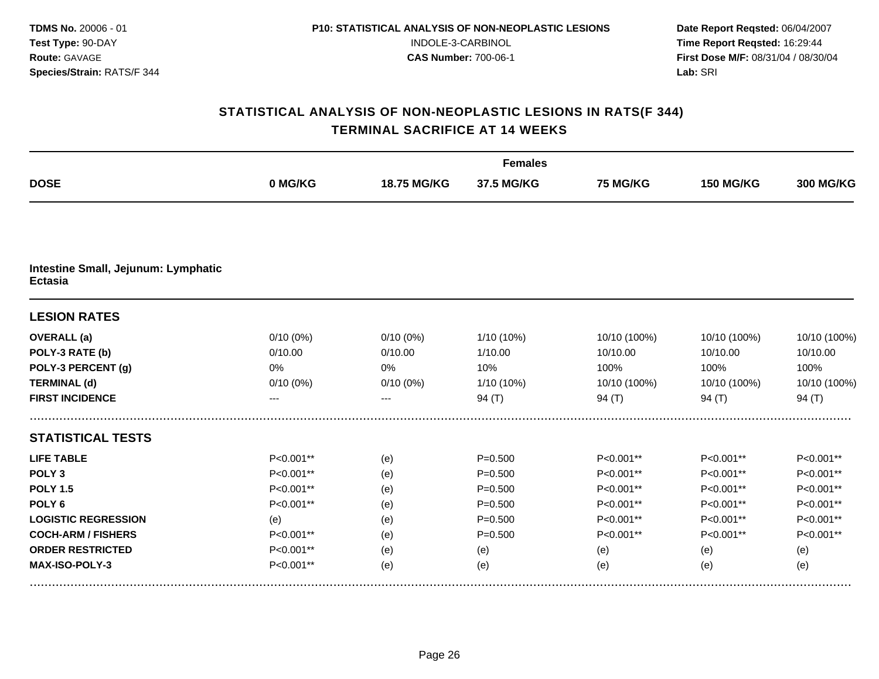**TDMS No.** 20006 - 01
**Test Type:** 90-DAY
**Route:** GAVAGE
**Species/Strain:** RATS/F 344

**P10: STATISTICAL ANALYSIS OF NON-NEOPLASTIC LESIONS**
INDOLE-3-CARBINOL
**CAS Number:** 700-06-1

**Date Report Reqsted:** 06/04/2007
**Time Report Reqsted:** 16:29:44
**First Dose M/F:** 08/31/04 / 08/30/04
**Lab:** SRI

## STATISTICAL ANALYSIS OF NON-NEOPLASTIC LESIONS IN RATS(F 344)
## TERMINAL SACRIFICE AT 14 WEEKS

| | Females | | | | | |
|---|---|---|---|---|---|---|
| **DOSE** | **0 MG/KG** | **18.75 MG/KG** | **37.5 MG/KG** | **75 MG/KG** | **150 MG/KG** | **300 MG/KG** |
| **Intestine Small, Jejunum: Lymphatic Ectasia** | | | | | | |
| **LESION RATES** | | | | | | |
| **OVERALL (a)** | 0/10 (0%) | 0/10 (0%) | 1/10 (10%) | 10/10 (100%) | 10/10 (100%) | 10/10 (100%) |
| **POLY-3 RATE (b)** | 0/10.00 | 0/10.00 | 1/10.00 | 10/10.00 | 10/10.00 | 10/10.00 |
| **POLY-3 PERCENT (g)** | 0% | 0% | 10% | 100% | 100% | 100% |
| **TERMINAL (d)** | 0/10 (0%) | 0/10 (0%) | 1/10 (10%) | 10/10 (100%) | 10/10 (100%) | 10/10 (100%) |
| **FIRST INCIDENCE** | --- | --- | 94 (T) | 94 (T) | 94 (T) | 94 (T) |
| **STATISTICAL TESTS** | | | | | | |
| **LIFE TABLE** | P<0.001** | (e) | P=0.500 | P<0.001** | P<0.001** | P<0.001** |
| **POLY 3** | P<0.001** | (e) | P=0.500 | P<0.001** | P<0.001** | P<0.001** |
| **POLY 1.5** | P<0.001** | (e) | P=0.500 | P<0.001** | P<0.001** | P<0.001** |
| **POLY 6** | P<0.001** | (e) | P=0.500 | P<0.001** | P<0.001** | P<0.001** |
| **LOGISTIC REGRESSION** | (e) | (e) | P=0.500 | P<0.001** | P<0.001** | P<0.001** |
| **COCH-ARM / FISHERS** | P<0.001** | (e) | P=0.500 | P<0.001** | P<0.001** | P<0.001** |
| **ORDER RESTRICTED** | P<0.001** | (e) | (e) | (e) | (e) | (e) |
| **MAX-ISO-POLY-3** | P<0.001** | (e) | (e) | (e) | (e) | (e) |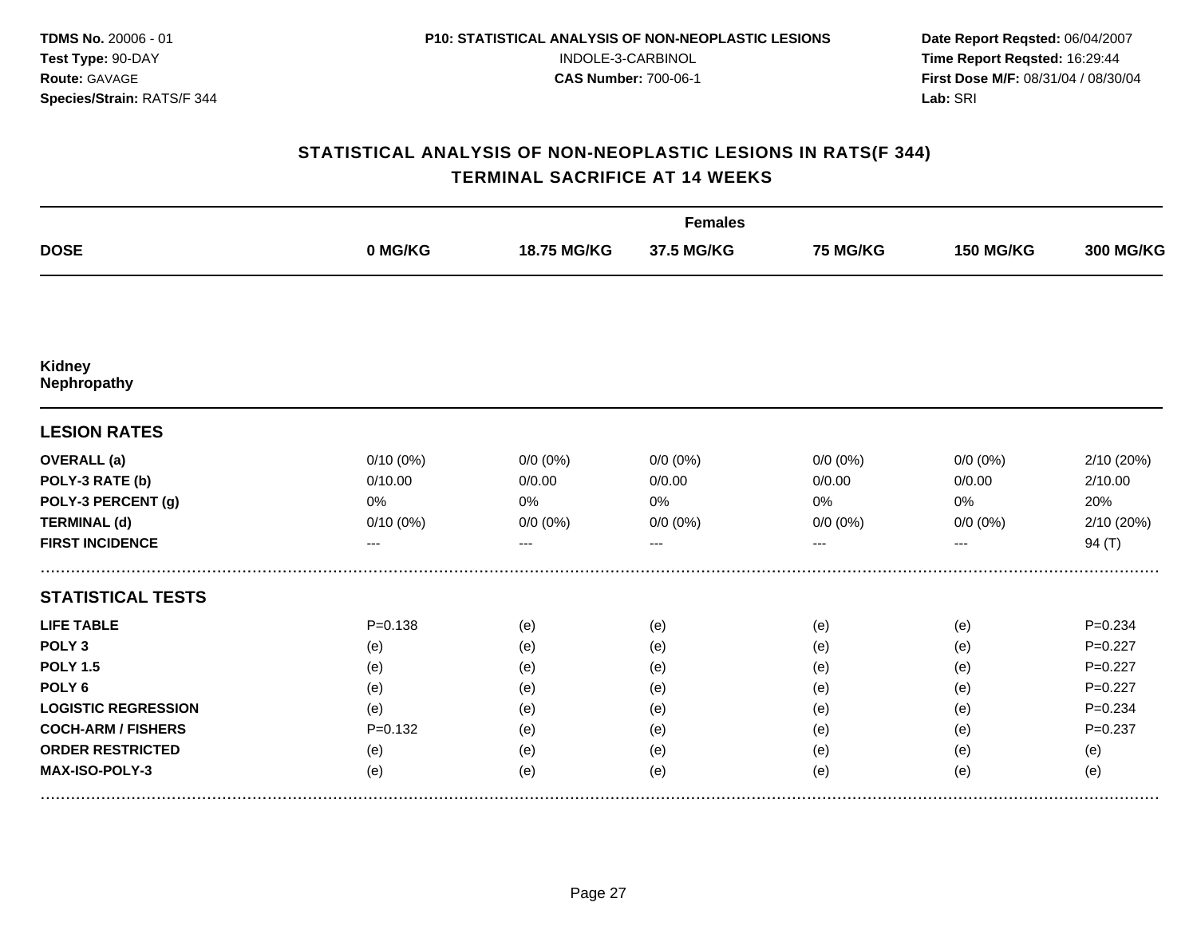TDMS No. 20006 - 01
Test Type: 90-DAY
Route: GAVAGE
Species/Strain: RATS/F 344

P10: STATISTICAL ANALYSIS OF NON-NEOPLASTIC LESIONS
INDOLE-3-CARBINOL
CAS Number: 700-06-1

Date Report Reqsted: 06/04/2007
Time Report Reqsted: 16:29:44
First Dose M/F: 08/31/04 / 08/30/04
Lab: SRI

## STATISTICAL ANALYSIS OF NON-NEOPLASTIC LESIONS IN RATS(F 344)
## TERMINAL SACRIFICE AT 14 WEEKS

| | Females | | | | | |
|---|---|---|---|---|---|---|
| **DOSE** | **0 MG/KG** | **18.75 MG/KG** | **37.5 MG/KG** | **75 MG/KG** | **150 MG/KG** | **300 MG/KG** |
| **Kidney Nephropathy** | | | | | | |
| **LESION RATES** | | | | | | |
| **OVERALL (a)** | 0/10 (0%) | 0/0 (0%) | 0/0 (0%) | 0/0 (0%) | 0/0 (0%) | 2/10 (20%) |
| **POLY-3 RATE (b)** | 0/10.00 | 0/0.00 | 0/0.00 | 0/0.00 | 0/0.00 | 2/10.00 |
| **POLY-3 PERCENT (g)** | 0% | 0% | 0% | 0% | 0% | 20% |
| **TERMINAL (d)** | 0/10 (0%) | 0/0 (0%) | 0/0 (0%) | 0/0 (0%) | 0/0 (0%) | 2/10 (20%) |
| **FIRST INCIDENCE** | --- | --- | --- | --- | --- | 94 (T) |
| **STATISTICAL TESTS** | | | | | | |
| **LIFE TABLE** | P=0.138 | (e) | (e) | (e) | (e) | P=0.234 |
| **POLY 3** | (e) | (e) | (e) | (e) | (e) | P=0.227 |
| **POLY 1.5** | (e) | (e) | (e) | (e) | (e) | P=0.227 |
| **POLY 6** | (e) | (e) | (e) | (e) | (e) | P=0.227 |
| **LOGISTIC REGRESSION** | (e) | (e) | (e) | (e) | (e) | P=0.234 |
| **COCH-ARM / FISHERS** | P=0.132 | (e) | (e) | (e) | (e) | P=0.237 |
| **ORDER RESTRICTED** | (e) | (e) | (e) | (e) | (e) | (e) |
| **MAX-ISO-POLY-3** | (e) | (e) | (e) | (e) | (e) | (e) |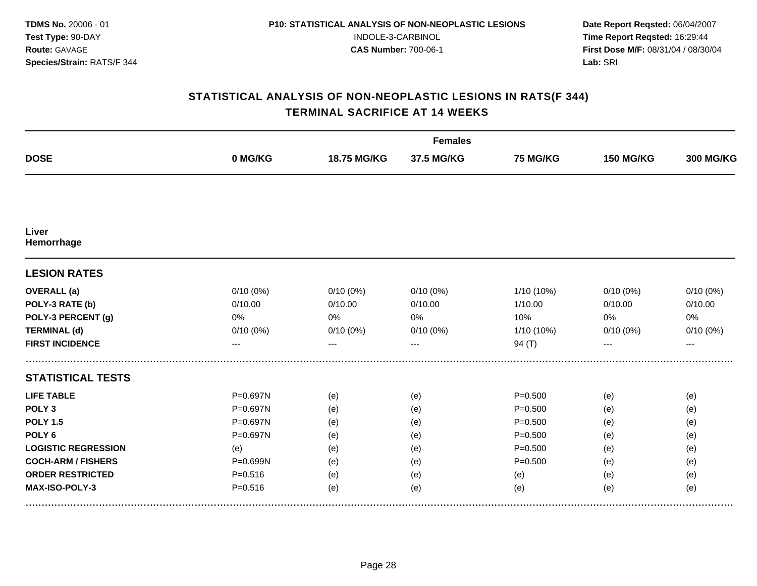**TDMS No.** 20006 - 01
**Test Type:** 90-DAY
**Route:** GAVAGE
**Species/Strain:** RATS/F 344

**P10: STATISTICAL ANALYSIS OF NON-NEOPLASTIC LESIONS**
INDOLE-3-CARBINOL
**CAS Number:** 700-06-1

**Date Report Reqsted:** 06/04/2007
**Time Report Reqsted:** 16:29:44
**First Dose M/F:** 08/31/04 / 08/30/04
**Lab:** SRI

## STATISTICAL ANALYSIS OF NON-NEOPLASTIC LESIONS IN RATS(F 344)
## TERMINAL SACRIFICE AT 14 WEEKS

| | Females | | | | | |
|---|---|---|---|---|---|---|
| **DOSE** | **0 MG/KG** | **18.75 MG/KG** | **37.5 MG/KG** | **75 MG/KG** | **150 MG/KG** | **300 MG/KG** |
| **Liver** | | | | | | |
| **Hemorrhage** | | | | | | |
| **LESION RATES** | | | | | | |
| **OVERALL (a)** | 0/10 (0%) | 0/10 (0%) | 0/10 (0%) | 1/10 (10%) | 0/10 (0%) | 0/10 (0%) |
| **POLY-3 RATE (b)** | 0/10.00 | 0/10.00 | 0/10.00 | 1/10.00 | 0/10.00 | 0/10.00 |
| **POLY-3 PERCENT (g)** | 0% | 0% | 0% | 10% | 0% | 0% |
| **TERMINAL (d)** | 0/10 (0%) | 0/10 (0%) | 0/10 (0%) | 1/10 (10%) | 0/10 (0%) | 0/10 (0%) |
| **FIRST INCIDENCE** | --- | --- | --- | 94 (T) | --- | --- |
| **STATISTICAL TESTS** | | | | | | |
| **LIFE TABLE** | P=0.697N | (e) | (e) | P=0.500 | (e) | (e) |
| **POLY 3** | P=0.697N | (e) | (e) | P=0.500 | (e) | (e) |
| **POLY 1.5** | P=0.697N | (e) | (e) | P=0.500 | (e) | (e) |
| **POLY 6** | P=0.697N | (e) | (e) | P=0.500 | (e) | (e) |
| **LOGISTIC REGRESSION** | (e) | (e) | (e) | P=0.500 | (e) | (e) |
| **COCH-ARM / FISHERS** | P=0.699N | (e) | (e) | P=0.500 | (e) | (e) |
| **ORDER RESTRICTED** | P=0.516 | (e) | (e) | (e) | (e) | (e) |
| **MAX-ISO-POLY-3** | P=0.516 | (e) | (e) | (e) | (e) | (e) |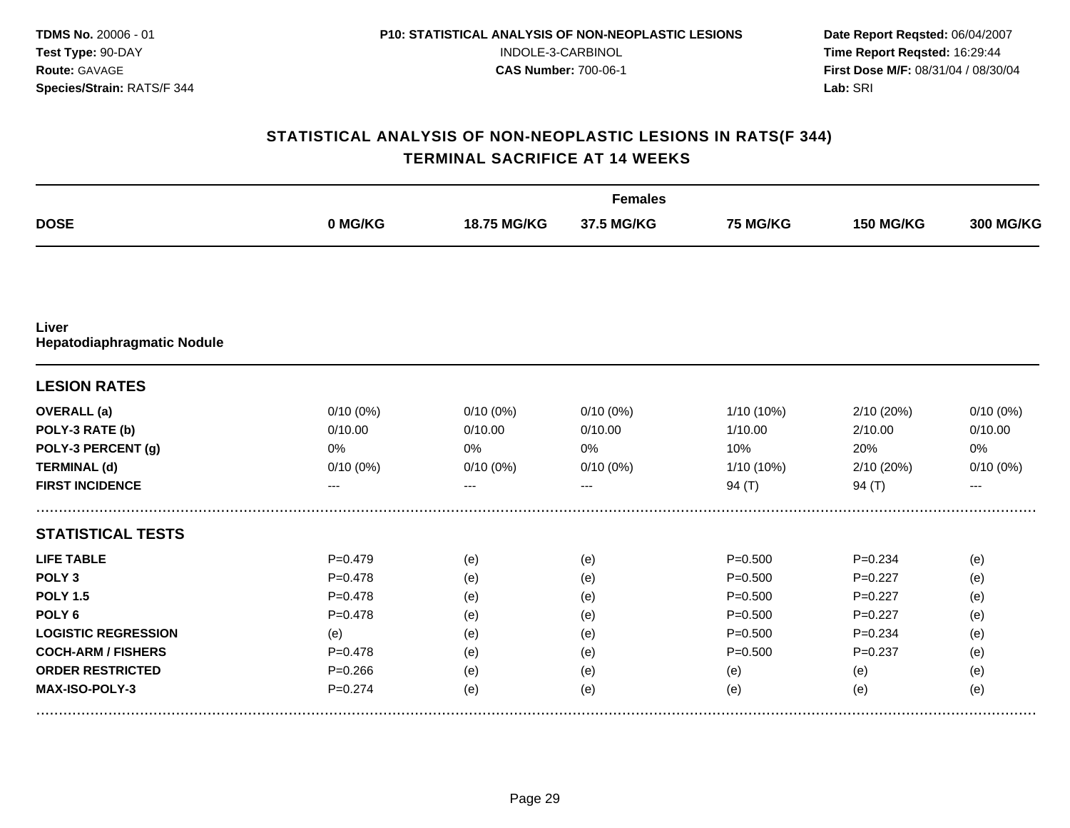**TDMS No.** 20006 - 01
**Test Type:** 90-DAY
**Route:** GAVAGE
**Species/Strain:** RATS/F 344

**P10: STATISTICAL ANALYSIS OF NON-NEOPLASTIC LESIONS**
INDOLE-3-CARBINOL
**CAS Number:** 700-06-1

**Date Report Reqsted:** 06/04/2007
**Time Report Reqsted:** 16:29:44
**First Dose M/F:** 08/31/04 / 08/30/04
**Lab:** SRI

## STATISTICAL ANALYSIS OF NON-NEOPLASTIC LESIONS IN RATS(F 344)
## TERMINAL SACRIFICE AT 14 WEEKS

| | Females | | | | | |
|---|---|---|---|---|---|---|
| **DOSE** | **0 MG/KG** | **18.75 MG/KG** | **37.5 MG/KG** | **75 MG/KG** | **150 MG/KG** | **300 MG/KG** |
| **Liver** | | | | | | |
| **Hepatodiaphragmatic Nodule** | | | | | | |
| **LESION RATES** | | | | | | |
| **OVERALL (a)** | 0/10 (0%) | 0/10 (0%) | 0/10 (0%) | 1/10 (10%) | 2/10 (20%) | 0/10 (0%) |
| **POLY-3 RATE (b)** | 0/10.00 | 0/10.00 | 0/10.00 | 1/10.00 | 2/10.00 | 0/10.00 |
| **POLY-3 PERCENT (g)** | 0% | 0% | 0% | 10% | 20% | 0% |
| **TERMINAL (d)** | 0/10 (0%) | 0/10 (0%) | 0/10 (0%) | 1/10 (10%) | 2/10 (20%) | 0/10 (0%) |
| **FIRST INCIDENCE** | --- | --- | --- | 94 (T) | 94 (T) | --- |
| **STATISTICAL TESTS** | | | | | | |
| **LIFE TABLE** | P=0.479 | (e) | (e) | P=0.500 | P=0.234 | (e) |
| **POLY 3** | P=0.478 | (e) | (e) | P=0.500 | P=0.227 | (e) |
| **POLY 1.5** | P=0.478 | (e) | (e) | P=0.500 | P=0.227 | (e) |
| **POLY 6** | P=0.478 | (e) | (e) | P=0.500 | P=0.227 | (e) |
| **LOGISTIC REGRESSION** | (e) | (e) | (e) | P=0.500 | P=0.234 | (e) |
| **COCH-ARM / FISHERS** | P=0.478 | (e) | (e) | P=0.500 | P=0.237 | (e) |
| **ORDER RESTRICTED** | P=0.266 | (e) | (e) | (e) | (e) | (e) |
| **MAX-ISO-POLY-3** | P=0.274 | (e) | (e) | (e) | (e) | (e) |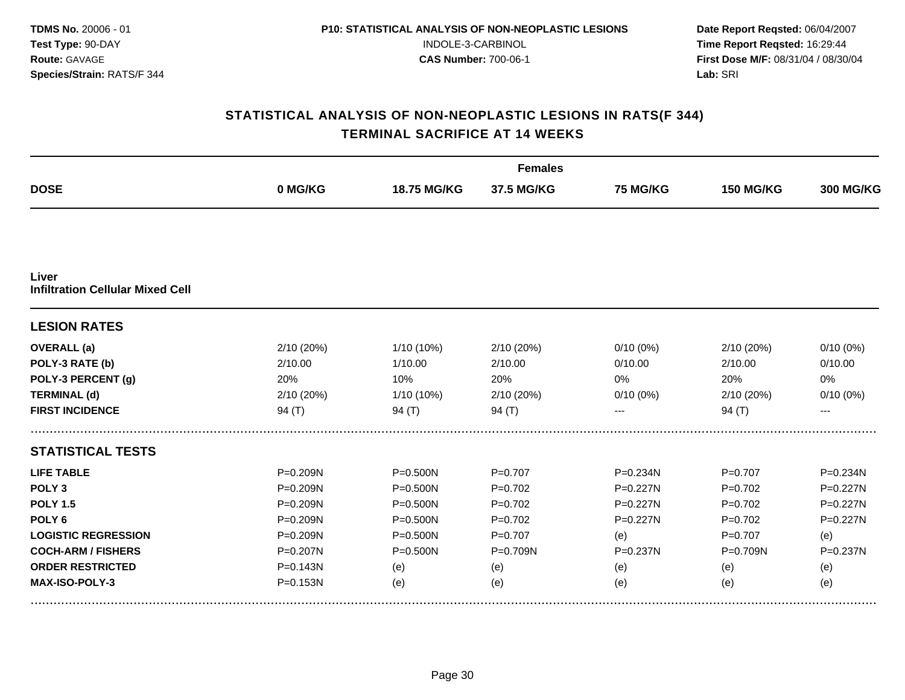## STATISTICAL ANALYSIS OF NON-NEOPLASTIC LESIONS IN RATS(F 344)
## TERMINAL SACRIFICE AT 14 WEEKS

| | Females | | | | | |
|---|---|---|---|---|---|---|
| **DOSE** | **0 MG/KG** | **18.75 MG/KG** | **37.5 MG/KG** | **75 MG/KG** | **150 MG/KG** | **300 MG/KG** |
| **Liver** | | | | | | |
| **Infiltration Cellular Mixed Cell** | | | | | | |
| **LESION RATES** | | | | | | |
| **OVERALL (a)** | 2/10 (20%) | 1/10 (10%) | 2/10 (20%) | 0/10 (0%) | 2/10 (20%) | 0/10 (0%) |
| **POLY-3 RATE (b)** | 2/10.00 | 1/10.00 | 2/10.00 | 0/10.00 | 2/10.00 | 0/10.00 |
| **POLY-3 PERCENT (g)** | 20% | 10% | 20% | 0% | 20% | 0% |
| **TERMINAL (d)** | 2/10 (20%) | 1/10 (10%) | 2/10 (20%) | 0/10 (0%) | 2/10 (20%) | 0/10 (0%) |
| **FIRST INCIDENCE** | 94 (T) | 94 (T) | 94 (T) | --- | 94 (T) | --- |
| **STATISTICAL TESTS** | | | | | | |
| **LIFE TABLE** | P=0.209N | P=0.500N | P=0.707 | P=0.234N | P=0.707 | P=0.234N |
| **POLY 3** | P=0.209N | P=0.500N | P=0.702 | P=0.227N | P=0.702 | P=0.227N |
| **POLY 1.5** | P=0.209N | P=0.500N | P=0.702 | P=0.227N | P=0.702 | P=0.227N |
| **POLY 6** | P=0.209N | P=0.500N | P=0.702 | P=0.227N | P=0.702 | P=0.227N |
| **LOGISTIC REGRESSION** | P=0.209N | P=0.500N | P=0.707 | (e) | P=0.707 | (e) |
| **COCH-ARM / FISHERS** | P=0.207N | P=0.500N | P=0.709N | P=0.237N | P=0.709N | P=0.237N |
| **ORDER RESTRICTED** | P=0.143N | (e) | (e) | (e) | (e) | (e) |
| **MAX-ISO-POLY-3** | P=0.153N | (e) | (e) | (e) | (e) | (e) |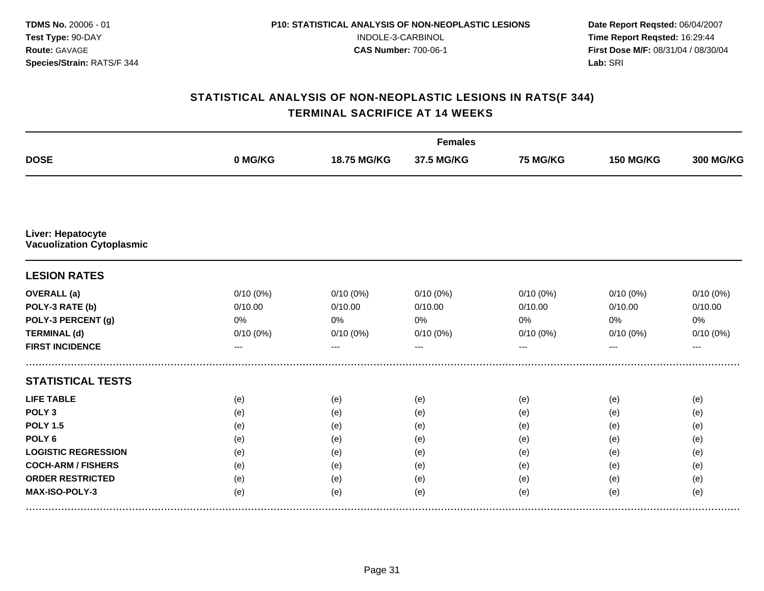**TDMS No.** 20006 - 01
**Test Type:** 90-DAY
**Route:** GAVAGE
**Species/Strain:** RATS/F 344

**P10: STATISTICAL ANALYSIS OF NON-NEOPLASTIC LESIONS**
INDOLE-3-CARBINOL
**CAS Number:** 700-06-1

**Date Report Reqsted:** 06/04/2007
**Time Report Reqsted:** 16:29:44
**First Dose M/F:** 08/31/04 / 08/30/04
**Lab:** SRI

## STATISTICAL ANALYSIS OF NON-NEOPLASTIC LESIONS IN RATS(F 344)
## TERMINAL SACRIFICE AT 14 WEEKS

| | Females | | | | | |
|---|---|---|---|---|---|---|
| **DOSE** | **0 MG/KG** | **18.75 MG/KG** | **37.5 MG/KG** | **75 MG/KG** | **150 MG/KG** | **300 MG/KG** |
| **Liver: Hepatocyte Vacuolization Cytoplasmic** | | | | | | |
| **LESION RATES** | | | | | | |
| **OVERALL (a)** | 0/10 (0%) | 0/10 (0%) | 0/10 (0%) | 0/10 (0%) | 0/10 (0%) | 0/10 (0%) |
| **POLY-3 RATE (b)** | 0/10.00 | 0/10.00 | 0/10.00 | 0/10.00 | 0/10.00 | 0/10.00 |
| **POLY-3 PERCENT (g)** | 0% | 0% | 0% | 0% | 0% | 0% |
| **TERMINAL (d)** | 0/10 (0%) | 0/10 (0%) | 0/10 (0%) | 0/10 (0%) | 0/10 (0%) | 0/10 (0%) |
| **FIRST INCIDENCE** | --- | --- | --- | --- | --- | --- |
| **STATISTICAL TESTS** | | | | | | |
| **LIFE TABLE** | (e) | (e) | (e) | (e) | (e) | (e) |
| **POLY 3** | (e) | (e) | (e) | (e) | (e) | (e) |
| **POLY 1.5** | (e) | (e) | (e) | (e) | (e) | (e) |
| **POLY 6** | (e) | (e) | (e) | (e) | (e) | (e) |
| **LOGISTIC REGRESSION** | (e) | (e) | (e) | (e) | (e) | (e) |
| **COCH-ARM / FISHERS** | (e) | (e) | (e) | (e) | (e) | (e) |
| **ORDER RESTRICTED** | (e) | (e) | (e) | (e) | (e) | (e) |
| **MAX-ISO-POLY-3** | (e) | (e) | (e) | (e) | (e) | (e) |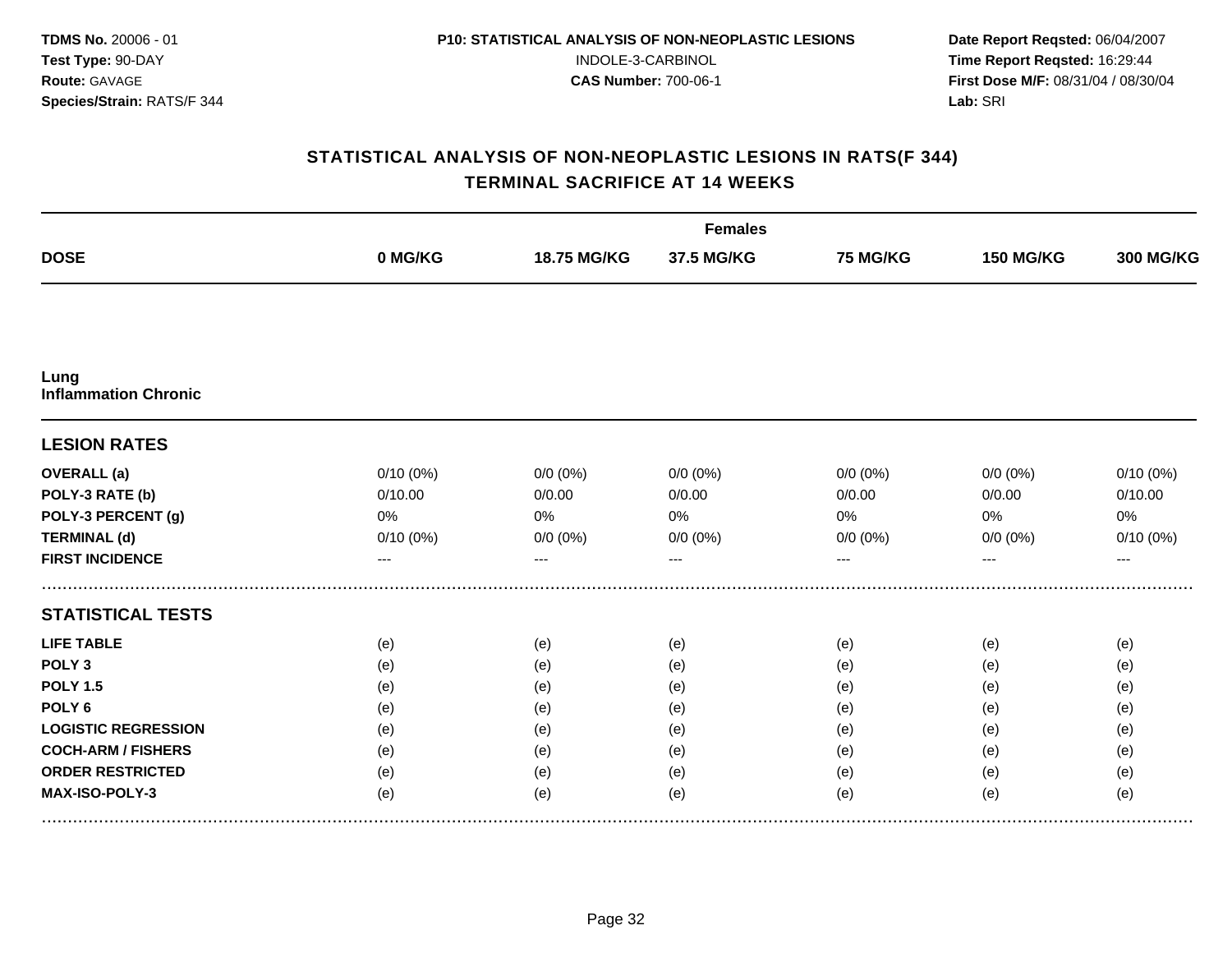**TDMS No.** 20006 - 01
**Test Type:** 90-DAY
**Route:** GAVAGE
**Species/Strain:** RATS/F 344

**P10: STATISTICAL ANALYSIS OF NON-NEOPLASTIC LESIONS**
INDOLE-3-CARBINOL
**CAS Number:** 700-06-1

**Date Report Reqsted:** 06/04/2007
**Time Report Reqsted:** 16:29:44
**First Dose M/F:** 08/31/04 / 08/30/04
**Lab:** SRI

## STATISTICAL ANALYSIS OF NON-NEOPLASTIC LESIONS IN RATS(F 344)
## TERMINAL SACRIFICE AT 14 WEEKS

| | Females | | | | | |
|---|---|---|---|---|---|---|
| **DOSE** | **0 MG/KG** | **18.75 MG/KG** | **37.5 MG/KG** | **75 MG/KG** | **150 MG/KG** | **300 MG/KG** |
| **Lung** | | | | | | |
| **Inflammation Chronic** | | | | | | |
| **LESION RATES** | | | | | | |
| **OVERALL (a)** | 0/10 (0%) | 0/0 (0%) | 0/0 (0%) | 0/0 (0%) | 0/0 (0%) | 0/10 (0%) |
| **POLY-3 RATE (b)** | 0/10.00 | 0/0.00 | 0/0.00 | 0/0.00 | 0/0.00 | 0/10.00 |
| **POLY-3 PERCENT (g)** | 0% | 0% | 0% | 0% | 0% | 0% |
| **TERMINAL (d)** | 0/10 (0%) | 0/0 (0%) | 0/0 (0%) | 0/0 (0%) | 0/0 (0%) | 0/10 (0%) |
| **FIRST INCIDENCE** | --- | --- | --- | --- | --- | --- |
| **STATISTICAL TESTS** | | | | | | |
| **LIFE TABLE** | (e) | (e) | (e) | (e) | (e) | (e) |
| **POLY 3** | (e) | (e) | (e) | (e) | (e) | (e) |
| **POLY 1.5** | (e) | (e) | (e) | (e) | (e) | (e) |
| **POLY 6** | (e) | (e) | (e) | (e) | (e) | (e) |
| **LOGISTIC REGRESSION** | (e) | (e) | (e) | (e) | (e) | (e) |
| **COCH-ARM / FISHERS** | (e) | (e) | (e) | (e) | (e) | (e) |
| **ORDER RESTRICTED** | (e) | (e) | (e) | (e) | (e) | (e) |
| **MAX-ISO-POLY-3** | (e) | (e) | (e) | (e) | (e) | (e) |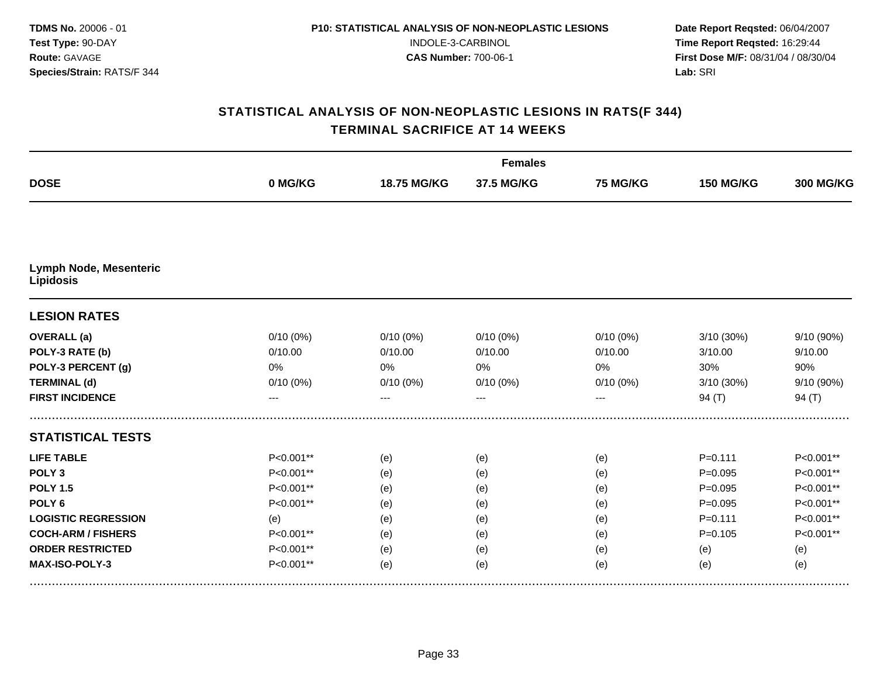**TDMS No.** 20006 - 01
**Test Type:** 90-DAY
**Route:** GAVAGE
**Species/Strain:** RATS/F 344

**P10: STATISTICAL ANALYSIS OF NON-NEOPLASTIC LESIONS**
INDOLE-3-CARBINOL
**CAS Number:** 700-06-1

**Date Report Reqsted:** 06/04/2007
**Time Report Reqsted:** 16:29:44
**First Dose M/F:** 08/31/04 / 08/30/04
**Lab:** SRI

## STATISTICAL ANALYSIS OF NON-NEOPLASTIC LESIONS IN RATS(F 344)
## TERMINAL SACRIFICE AT 14 WEEKS

| | Females | | | | | |
|---|---|---|---|---|---|---|
| **DOSE** | **0 MG/KG** | **18.75 MG/KG** | **37.5 MG/KG** | **75 MG/KG** | **150 MG/KG** | **300 MG/KG** |
| **Lymph Node, Mesenteric Lipidosis** | | | | | | |
| **LESION RATES** | | | | | | |
| **OVERALL (a)** | 0/10 (0%) | 0/10 (0%) | 0/10 (0%) | 0/10 (0%) | 3/10 (30%) | 9/10 (90%) |
| **POLY-3 RATE (b)** | 0/10.00 | 0/10.00 | 0/10.00 | 0/10.00 | 3/10.00 | 9/10.00 |
| **POLY-3 PERCENT (g)** | 0% | 0% | 0% | 0% | 30% | 90% |
| **TERMINAL (d)** | 0/10 (0%) | 0/10 (0%) | 0/10 (0%) | 0/10 (0%) | 3/10 (30%) | 9/10 (90%) |
| **FIRST INCIDENCE** | --- | --- | --- | --- | 94 (T) | 94 (T) |
| **STATISTICAL TESTS** | | | | | | |
| **LIFE TABLE** | P<0.001** | (e) | (e) | (e) | P=0.111 | P<0.001** |
| **POLY 3** | P<0.001** | (e) | (e) | (e) | P=0.095 | P<0.001** |
| **POLY 1.5** | P<0.001** | (e) | (e) | (e) | P=0.095 | P<0.001** |
| **POLY 6** | P<0.001** | (e) | (e) | (e) | P=0.095 | P<0.001** |
| **LOGISTIC REGRESSION** | (e) | (e) | (e) | (e) | P=0.111 | P<0.001** |
| **COCH-ARM / FISHERS** | P<0.001** | (e) | (e) | (e) | P=0.105 | P<0.001** |
| **ORDER RESTRICTED** | P<0.001** | (e) | (e) | (e) | (e) | (e) |
| **MAX-ISO-POLY-3** | P<0.001** | (e) | (e) | (e) | (e) | (e) |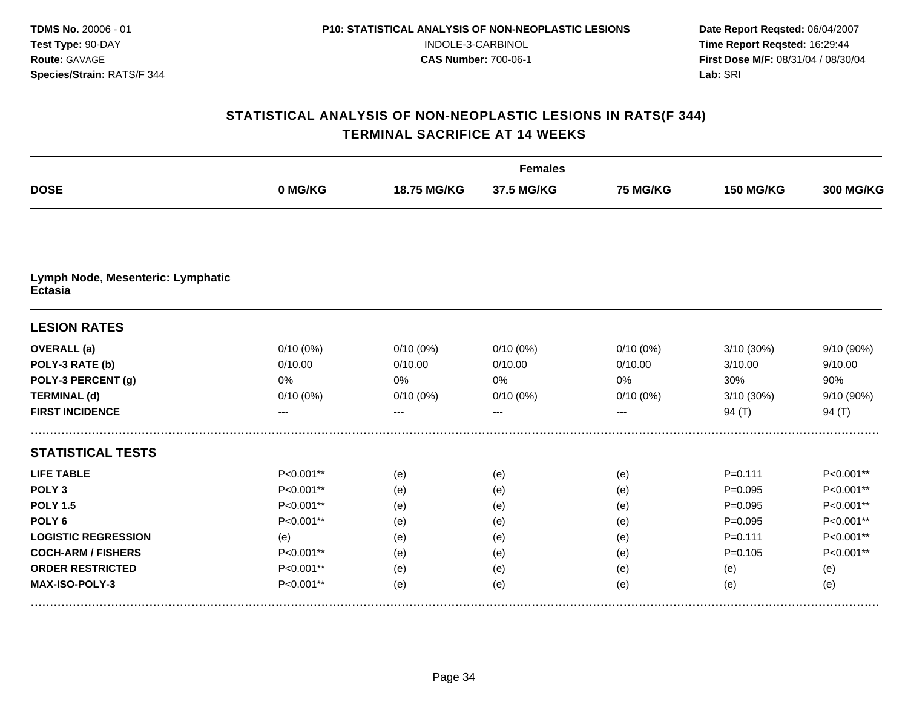**TDMS No.** 20006 - 01
**Test Type:** 90-DAY
**Route:** GAVAGE
**Species/Strain:** RATS/F 344

**P10: STATISTICAL ANALYSIS OF NON-NEOPLASTIC LESIONS**
INDOLE-3-CARBINOL
**CAS Number:** 700-06-1

**Date Report Reqsted:** 06/04/2007
**Time Report Reqsted:** 16:29:44
**First Dose M/F:** 08/31/04 / 08/30/04
**Lab:** SRI

## STATISTICAL ANALYSIS OF NON-NEOPLASTIC LESIONS IN RATS(F 344)
## TERMINAL SACRIFICE AT 14 WEEKS

| | Females | | | | | |
|---|---|---|---|---|---|---|
| **DOSE** | **0 MG/KG** | **18.75 MG/KG** | **37.5 MG/KG** | **75 MG/KG** | **150 MG/KG** | **300 MG/KG** |
| **Lymph Node, Mesenteric: Lymphatic Ectasia** | | | | | | |
| **LESION RATES** | | | | | | |
| **OVERALL (a)** | 0/10 (0%) | 0/10 (0%) | 0/10 (0%) | 0/10 (0%) | 3/10 (30%) | 9/10 (90%) |
| **POLY-3 RATE (b)** | 0/10.00 | 0/10.00 | 0/10.00 | 0/10.00 | 3/10.00 | 9/10.00 |
| **POLY-3 PERCENT (g)** | 0% | 0% | 0% | 0% | 30% | 90% |
| **TERMINAL (d)** | 0/10 (0%) | 0/10 (0%) | 0/10 (0%) | 0/10 (0%) | 3/10 (30%) | 9/10 (90%) |
| **FIRST INCIDENCE** | --- | --- | --- | --- | 94 (T) | 94 (T) |
| **STATISTICAL TESTS** | | | | | | |
| **LIFE TABLE** | P<0.001** | (e) | (e) | (e) | P=0.111 | P<0.001** |
| **POLY 3** | P<0.001** | (e) | (e) | (e) | P=0.095 | P<0.001** |
| **POLY 1.5** | P<0.001** | (e) | (e) | (e) | P=0.095 | P<0.001** |
| **POLY 6** | P<0.001** | (e) | (e) | (e) | P=0.095 | P<0.001** |
| **LOGISTIC REGRESSION** | (e) | (e) | (e) | (e) | P=0.111 | P<0.001** |
| **COCH-ARM / FISHERS** | P<0.001** | (e) | (e) | (e) | P=0.105 | P<0.001** |
| **ORDER RESTRICTED** | P<0.001** | (e) | (e) | (e) | (e) | (e) |
| **MAX-ISO-POLY-3** | P<0.001** | (e) | (e) | (e) | (e) | (e) |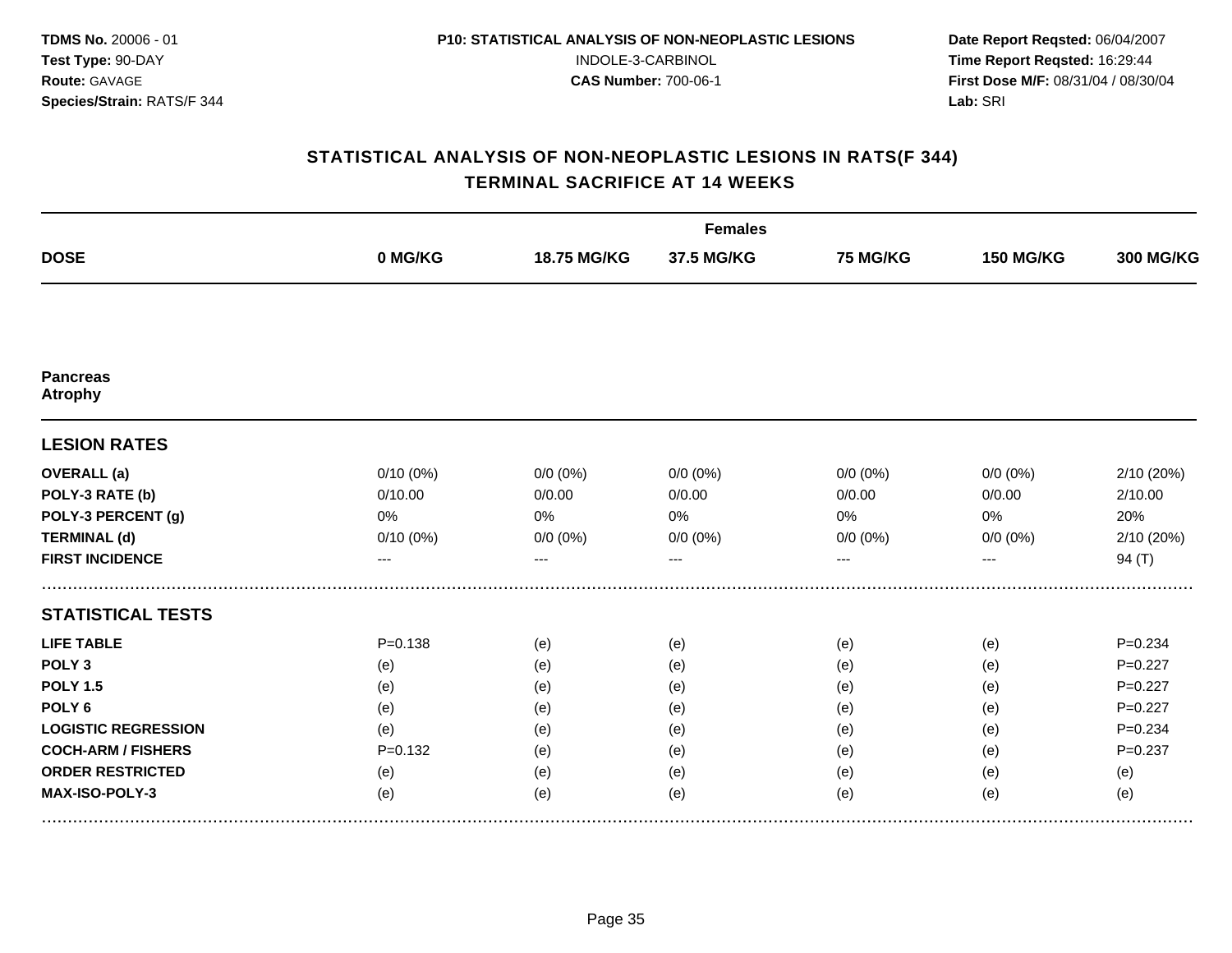**TDMS No.** 20006 - 01
**Test Type:** 90-DAY
**Route:** GAVAGE
**Species/Strain:** RATS/F 344

**P10: STATISTICAL ANALYSIS OF NON-NEOPLASTIC LESIONS**
INDOLE-3-CARBINOL
**CAS Number:** 700-06-1

**Date Report Reqsted:** 06/04/2007
**Time Report Reqsted:** 16:29:44
**First Dose M/F:** 08/31/04 / 08/30/04
**Lab:** SRI

## STATISTICAL ANALYSIS OF NON-NEOPLASTIC LESIONS IN RATS(F 344)
## TERMINAL SACRIFICE AT 14 WEEKS

| | Females | | | | | |
|---|---|---|---|---|---|---|
| **DOSE** | **0 MG/KG** | **18.75 MG/KG** | **37.5 MG/KG** | **75 MG/KG** | **150 MG/KG** | **300 MG/KG** |
| **Pancreas** **Atrophy** | | | | | | |
| **LESION RATES** | | | | | | |
| **OVERALL (a)** | 0/10 (0%) | 0/0 (0%) | 0/0 (0%) | 0/0 (0%) | 0/0 (0%) | 2/10 (20%) |
| **POLY-3 RATE (b)** | 0/10.00 | 0/0.00 | 0/0.00 | 0/0.00 | 0/0.00 | 2/10.00 |
| **POLY-3 PERCENT (g)** | 0% | 0% | 0% | 0% | 0% | 20% |
| **TERMINAL (d)** | 0/10 (0%) | 0/0 (0%) | 0/0 (0%) | 0/0 (0%) | 0/0 (0%) | 2/10 (20%) |
| **FIRST INCIDENCE** | --- | --- | --- | --- | --- | 94 (T) |
| **STATISTICAL TESTS** | | | | | | |
| **LIFE TABLE** | P=0.138 | (e) | (e) | (e) | (e) | P=0.234 |
| **POLY 3** | (e) | (e) | (e) | (e) | (e) | P=0.227 |
| **POLY 1.5** | (e) | (e) | (e) | (e) | (e) | P=0.227 |
| **POLY 6** | (e) | (e) | (e) | (e) | (e) | P=0.227 |
| **LOGISTIC REGRESSION** | (e) | (e) | (e) | (e) | (e) | P=0.234 |
| **COCH-ARM / FISHERS** | P=0.132 | (e) | (e) | (e) | (e) | P=0.237 |
| **ORDER RESTRICTED** | (e) | (e) | (e) | (e) | (e) | (e) |
| **MAX-ISO-POLY-3** | (e) | (e) | (e) | (e) | (e) | (e) |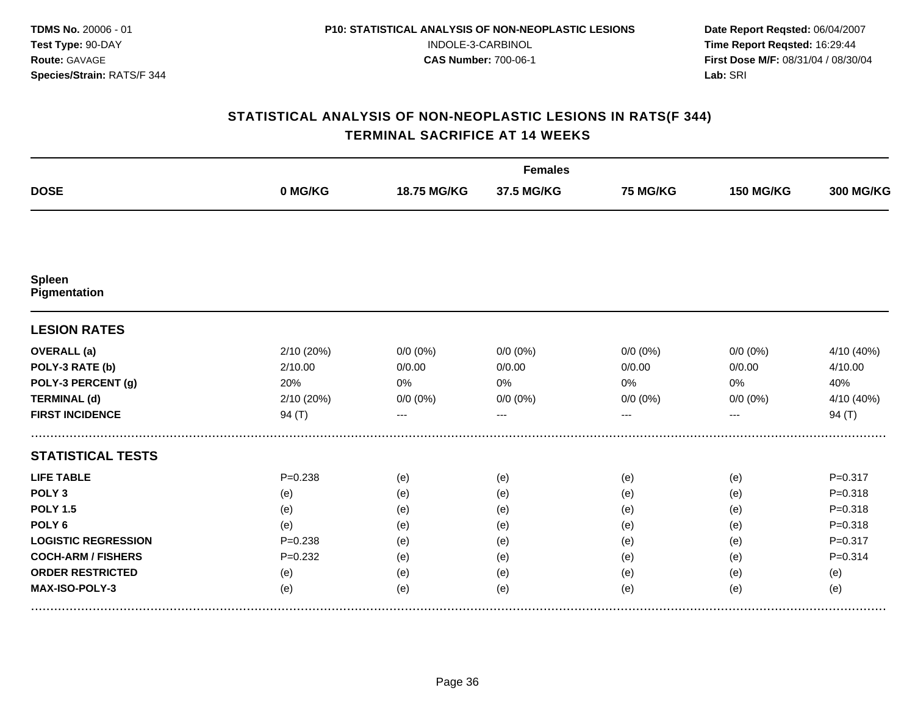**TDMS No.** 20006 - 01
**Test Type:** 90-DAY
**Route:** GAVAGE
**Species/Strain:** RATS/F 344

**P10: STATISTICAL ANALYSIS OF NON-NEOPLASTIC LESIONS**
INDOLE-3-CARBINOL
**CAS Number:** 700-06-1

**Date Report Reqsted:** 06/04/2007
**Time Report Reqsted:** 16:29:44
**First Dose M/F:** 08/31/04 / 08/30/04
**Lab:** SRI

## STATISTICAL ANALYSIS OF NON-NEOPLASTIC LESIONS IN RATS(F 344)
## TERMINAL SACRIFICE AT 14 WEEKS

| | Females | | | | | |
|---|---|---|---|---|---|---|
| **DOSE** | **0 MG/KG** | **18.75 MG/KG** | **37.5 MG/KG** | **75 MG/KG** | **150 MG/KG** | **300 MG/KG** |
| **Spleen** | | | | | | |
| **Pigmentation** | | | | | | |
| **LESION RATES** | | | | | | |
| **OVERALL (a)** | 2/10 (20%) | 0/0 (0%) | 0/0 (0%) | 0/0 (0%) | 0/0 (0%) | 4/10 (40%) |
| **POLY-3 RATE (b)** | 2/10.00 | 0/0.00 | 0/0.00 | 0/0.00 | 0/0.00 | 4/10.00 |
| **POLY-3 PERCENT (g)** | 20% | 0% | 0% | 0% | 0% | 40% |
| **TERMINAL (d)** | 2/10 (20%) | 0/0 (0%) | 0/0 (0%) | 0/0 (0%) | 0/0 (0%) | 4/10 (40%) |
| **FIRST INCIDENCE** | 94 (T) | --- | --- | --- | --- | 94 (T) |
| **STATISTICAL TESTS** | | | | | | |
| **LIFE TABLE** | P=0.238 | (e) | (e) | (e) | (e) | P=0.317 |
| **POLY 3** | (e) | (e) | (e) | (e) | (e) | P=0.318 |
| **POLY 1.5** | (e) | (e) | (e) | (e) | (e) | P=0.318 |
| **POLY 6** | (e) | (e) | (e) | (e) | (e) | P=0.318 |
| **LOGISTIC REGRESSION** | P=0.238 | (e) | (e) | (e) | (e) | P=0.317 |
| **COCH-ARM / FISHERS** | P=0.232 | (e) | (e) | (e) | (e) | P=0.314 |
| **ORDER RESTRICTED** | (e) | (e) | (e) | (e) | (e) | (e) |
| **MAX-ISO-POLY-3** | (e) | (e) | (e) | (e) | (e) | (e) |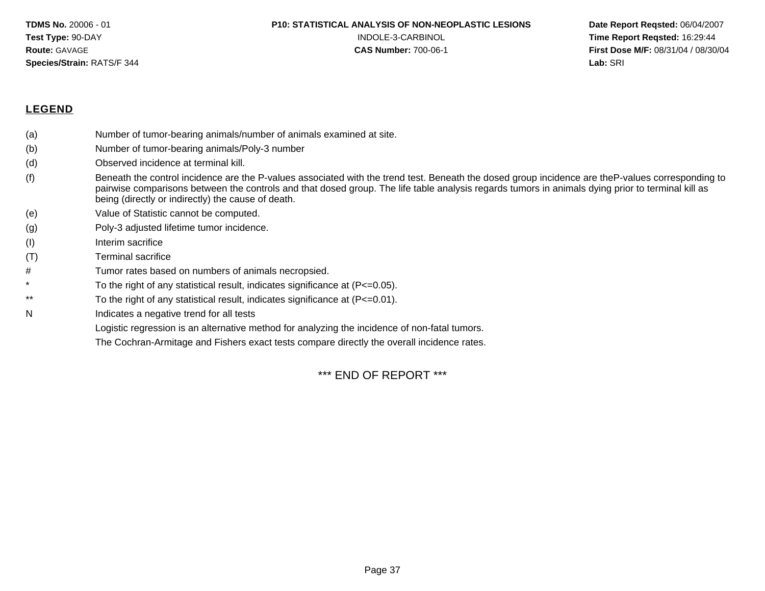## LEGEND

| | |
|---|---|
| (a) | Number of tumor-bearing animals/number of animals examined at site. |
| (b) | Number of tumor-bearing animals/Poly-3 number |
| (d) | Observed incidence at terminal kill. |
| (f) | Beneath the control incidence are the P-values associated with the trend test. Beneath the dosed group incidence are theP-values corresponding to pairwise comparisons between the controls and that dosed group. The life table analysis regards tumors in animals dying prior to terminal kill as being (directly or indirectly) the cause of death. |
| (e) | Value of Statistic cannot be computed. |
| (g) | Poly-3 adjusted lifetime tumor incidence. |
| (I) | Interim sacrifice |
| (T) | Terminal sacrifice |
| # | Tumor rates based on numbers of animals necropsied. |
| * | To the right of any statistical result, indicates significance at (P<=0.05). |
| ** | To the right of any statistical result, indicates significance at (P<=0.01). |
| N | Indicates a negative trend for all tests |
| | Logistic regression is an alternative method for analyzing the incidence of non-fatal tumors. |
| | The Cochran-Armitage and Fishers exact tests compare directly the overall incidence rates. |

*** END OF REPORT ***